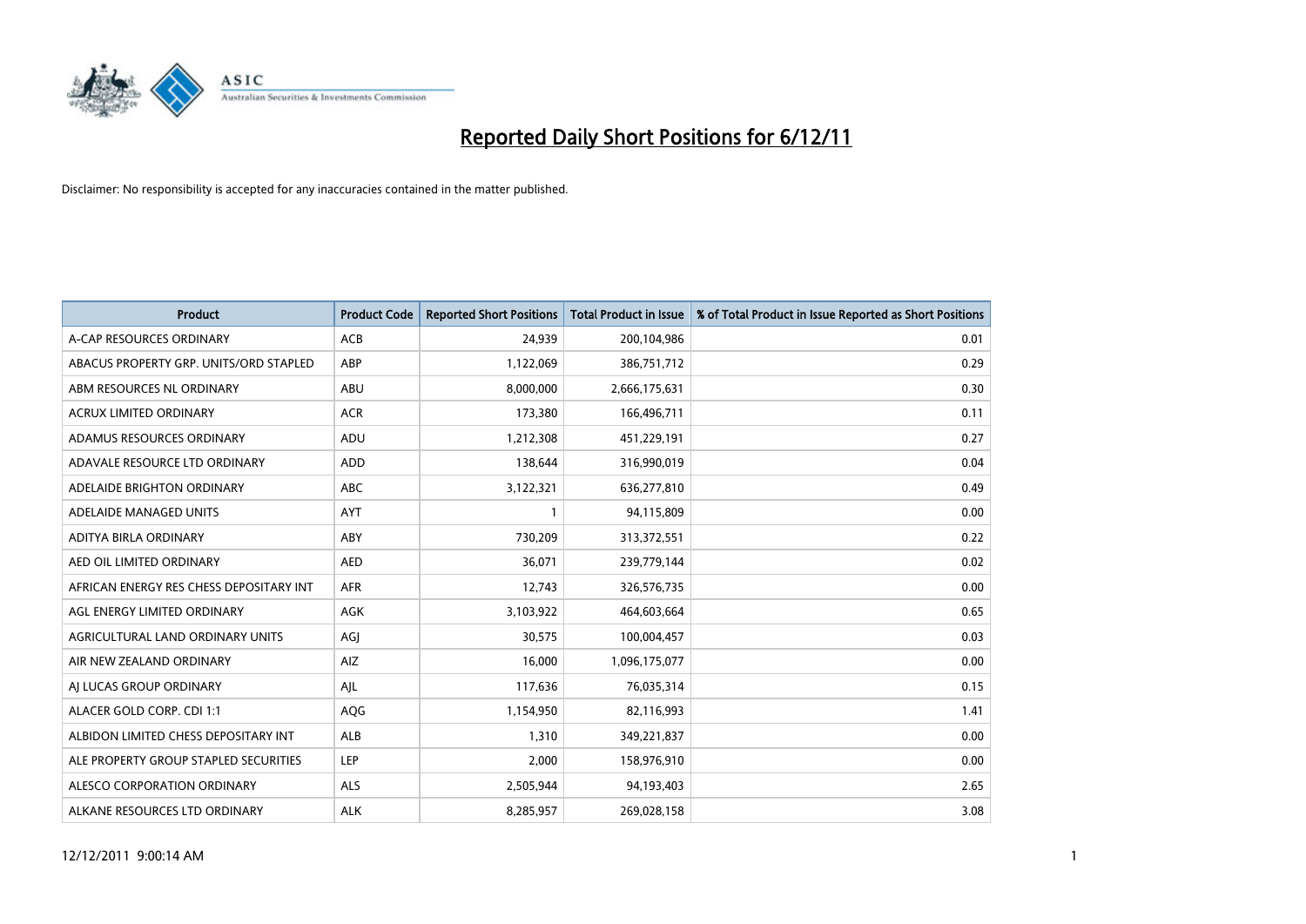# Reported Daily Short Positions for 6/12/11

Disclaimer: No responsibility is accepted for any inaccuracies contained in the matter published.

| Product | Product Code | Reported Short Positions | Total Product in Issue | % of Total Product in Issue Reported as Short Positions |
|---|---|---|---|---|
| A-CAP RESOURCES ORDINARY | ACB | 24,939 | 200,104,986 | 0.01 |
| ABACUS PROPERTY GRP. UNITS/ORD STAPLED | ABP | 1,122,069 | 386,751,712 | 0.29 |
| ABM RESOURCES NL ORDINARY | ABU | 8,000,000 | 2,666,175,631 | 0.30 |
| ACRUX LIMITED ORDINARY | ACR | 173,380 | 166,496,711 | 0.11 |
| ADAMUS RESOURCES ORDINARY | ADU | 1,212,308 | 451,229,191 | 0.27 |
| ADAVALE RESOURCE LTD ORDINARY | ADD | 138,644 | 316,990,019 | 0.04 |
| ADELAIDE BRIGHTON ORDINARY | ABC | 3,122,321 | 636,277,810 | 0.49 |
| ADELAIDE MANAGED UNITS | AYT | 1 | 94,115,809 | 0.00 |
| ADITYA BIRLA ORDINARY | ABY | 730,209 | 313,372,551 | 0.22 |
| AED OIL LIMITED ORDINARY | AED | 36,071 | 239,779,144 | 0.02 |
| AFRICAN ENERGY RES CHESS DEPOSITARY INT | AFR | 12,743 | 326,576,735 | 0.00 |
| AGL ENERGY LIMITED ORDINARY | AGK | 3,103,922 | 464,603,664 | 0.65 |
| AGRICULTURAL LAND ORDINARY UNITS | AGJ | 30,575 | 100,004,457 | 0.03 |
| AIR NEW ZEALAND ORDINARY | AIZ | 16,000 | 1,096,175,077 | 0.00 |
| AJ LUCAS GROUP ORDINARY | AJL | 117,636 | 76,035,314 | 0.15 |
| ALACER GOLD CORP. CDI 1:1 | AQG | 1,154,950 | 82,116,993 | 1.41 |
| ALBIDON LIMITED CHESS DEPOSITARY INT | ALB | 1,310 | 349,221,837 | 0.00 |
| ALE PROPERTY GROUP STAPLED SECURITIES | LEP | 2,000 | 158,976,910 | 0.00 |
| ALESCO CORPORATION ORDINARY | ALS | 2,505,944 | 94,193,403 | 2.65 |
| ALKANE RESOURCES LTD ORDINARY | ALK | 8,285,957 | 269,028,158 | 3.08 |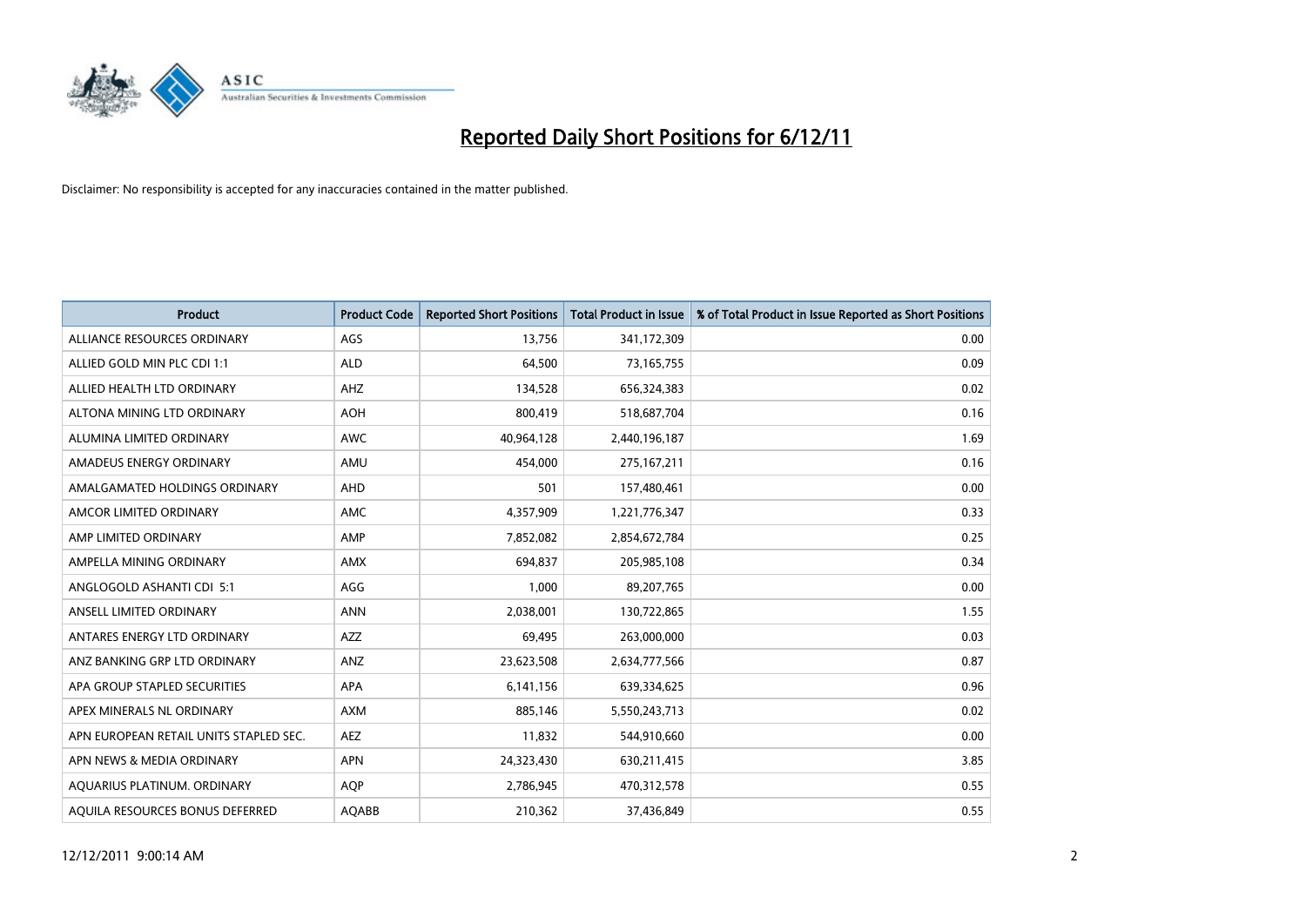# Reported Daily Short Positions for 6/12/11

Disclaimer: No responsibility is accepted for any inaccuracies contained in the matter published.

| Product | Product Code | Reported Short Positions | Total Product in Issue | % of Total Product in Issue Reported as Short Positions |
|---|---|---|---|---|
| ALLIANCE RESOURCES ORDINARY | AGS | 13,756 | 341,172,309 | 0.00 |
| ALLIED GOLD MIN PLC CDI 1:1 | ALD | 64,500 | 73,165,755 | 0.09 |
| ALLIED HEALTH LTD ORDINARY | AHZ | 134,528 | 656,324,383 | 0.02 |
| ALTONA MINING LTD ORDINARY | AOH | 800,419 | 518,687,704 | 0.16 |
| ALUMINA LIMITED ORDINARY | AWC | 40,964,128 | 2,440,196,187 | 1.69 |
| AMADEUS ENERGY ORDINARY | AMU | 454,000 | 275,167,211 | 0.16 |
| AMALGAMATED HOLDINGS ORDINARY | AHD | 501 | 157,480,461 | 0.00 |
| AMCOR LIMITED ORDINARY | AMC | 4,357,909 | 1,221,776,347 | 0.33 |
| AMP LIMITED ORDINARY | AMP | 7,852,082 | 2,854,672,784 | 0.25 |
| AMPELLA MINING ORDINARY | AMX | 694,837 | 205,985,108 | 0.34 |
| ANGLOGOLD ASHANTI CDI 5:1 | AGG | 1,000 | 89,207,765 | 0.00 |
| ANSELL LIMITED ORDINARY | ANN | 2,038,001 | 130,722,865 | 1.55 |
| ANTARES ENERGY LTD ORDINARY | AZZ | 69,495 | 263,000,000 | 0.03 |
| ANZ BANKING GRP LTD ORDINARY | ANZ | 23,623,508 | 2,634,777,566 | 0.87 |
| APA GROUP STAPLED SECURITIES | APA | 6,141,156 | 639,334,625 | 0.96 |
| APEX MINERALS NL ORDINARY | AXM | 885,146 | 5,550,243,713 | 0.02 |
| APN EUROPEAN RETAIL UNITS STAPLED SEC. | AEZ | 11,832 | 544,910,660 | 0.00 |
| APN NEWS & MEDIA ORDINARY | APN | 24,323,430 | 630,211,415 | 3.85 |
| AQUARIUS PLATINUM. ORDINARY | AQP | 2,786,945 | 470,312,578 | 0.55 |
| AQUILA RESOURCES BONUS DEFERRED | AQABB | 210,362 | 37,436,849 | 0.55 |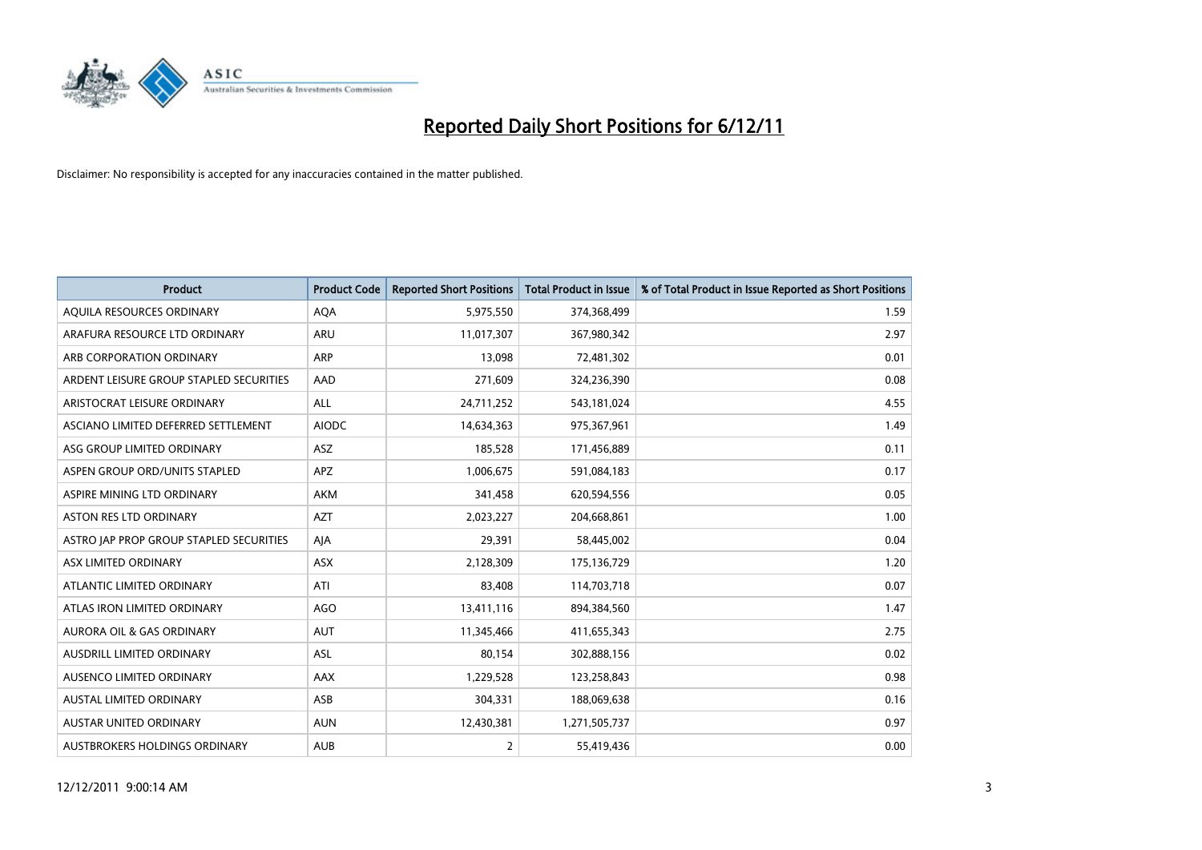# Reported Daily Short Positions for 6/12/11

Disclaimer: No responsibility is accepted for any inaccuracies contained in the matter published.

| Product | Product Code | Reported Short Positions | Total Product in Issue | % of Total Product in Issue Reported as Short Positions |
|---|---|---|---|---|
| AQUILA RESOURCES ORDINARY | AQA | 5,975,550 | 374,368,499 | 1.59 |
| ARAFURA RESOURCE LTD ORDINARY | ARU | 11,017,307 | 367,980,342 | 2.97 |
| ARB CORPORATION ORDINARY | ARP | 13,098 | 72,481,302 | 0.01 |
| ARDENT LEISURE GROUP STAPLED SECURITIES | AAD | 271,609 | 324,236,390 | 0.08 |
| ARISTOCRAT LEISURE ORDINARY | ALL | 24,711,252 | 543,181,024 | 4.55 |
| ASCIANO LIMITED DEFERRED SETTLEMENT | AIODC | 14,634,363 | 975,367,961 | 1.49 |
| ASG GROUP LIMITED ORDINARY | ASZ | 185,528 | 171,456,889 | 0.11 |
| ASPEN GROUP ORD/UNITS STAPLED | APZ | 1,006,675 | 591,084,183 | 0.17 |
| ASPIRE MINING LTD ORDINARY | AKM | 341,458 | 620,594,556 | 0.05 |
| ASTON RES LTD ORDINARY | AZT | 2,023,227 | 204,668,861 | 1.00 |
| ASTRO JAP PROP GROUP STAPLED SECURITIES | AJA | 29,391 | 58,445,002 | 0.04 |
| ASX LIMITED ORDINARY | ASX | 2,128,309 | 175,136,729 | 1.20 |
| ATLANTIC LIMITED ORDINARY | ATI | 83,408 | 114,703,718 | 0.07 |
| ATLAS IRON LIMITED ORDINARY | AGO | 13,411,116 | 894,384,560 | 1.47 |
| AURORA OIL & GAS ORDINARY | AUT | 11,345,466 | 411,655,343 | 2.75 |
| AUSDRILL LIMITED ORDINARY | ASL | 80,154 | 302,888,156 | 0.02 |
| AUSENCO LIMITED ORDINARY | AAX | 1,229,528 | 123,258,843 | 0.98 |
| AUSTAL LIMITED ORDINARY | ASB | 304,331 | 188,069,638 | 0.16 |
| AUSTAR UNITED ORDINARY | AUN | 12,430,381 | 1,271,505,737 | 0.97 |
| AUSTBROKERS HOLDINGS ORDINARY | AUB | 2 | 55,419,436 | 0.00 |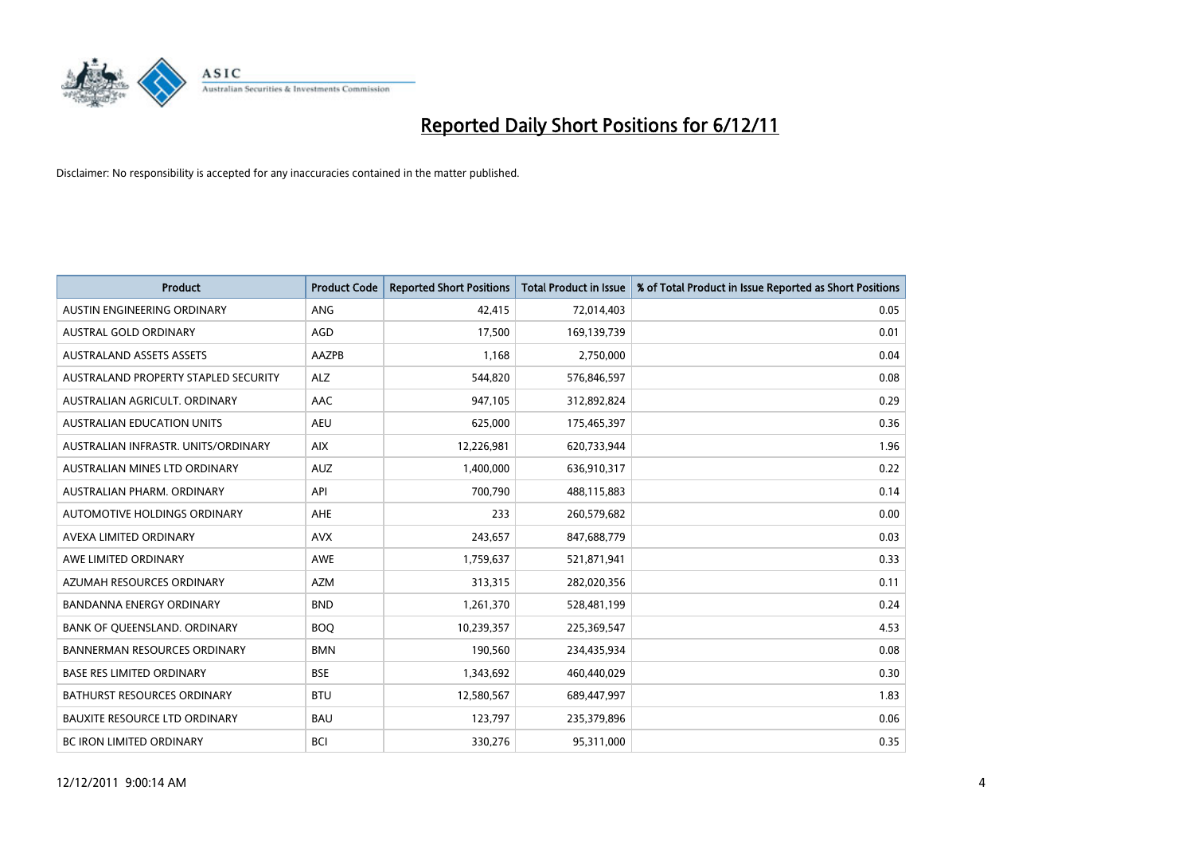# Reported Daily Short Positions for 6/12/11

Disclaimer: No responsibility is accepted for any inaccuracies contained in the matter published.

| Product | Product Code | Reported Short Positions | Total Product in Issue | % of Total Product in Issue Reported as Short Positions |
|---|---|---|---|---|
| AUSTIN ENGINEERING ORDINARY | ANG | 42,415 | 72,014,403 | 0.05 |
| AUSTRAL GOLD ORDINARY | AGD | 17,500 | 169,139,739 | 0.01 |
| AUSTRALAND ASSETS ASSETS | AAZPB | 1,168 | 2,750,000 | 0.04 |
| AUSTRALAND PROPERTY STAPLED SECURITY | ALZ | 544,820 | 576,846,597 | 0.08 |
| AUSTRALIAN AGRICULT. ORDINARY | AAC | 947,105 | 312,892,824 | 0.29 |
| AUSTRALIAN EDUCATION UNITS | AEU | 625,000 | 175,465,397 | 0.36 |
| AUSTRALIAN INFRASTR. UNITS/ORDINARY | AIX | 12,226,981 | 620,733,944 | 1.96 |
| AUSTRALIAN MINES LTD ORDINARY | AUZ | 1,400,000 | 636,910,317 | 0.22 |
| AUSTRALIAN PHARM. ORDINARY | API | 700,790 | 488,115,883 | 0.14 |
| AUTOMOTIVE HOLDINGS ORDINARY | AHE | 233 | 260,579,682 | 0.00 |
| AVEXA LIMITED ORDINARY | AVX | 243,657 | 847,688,779 | 0.03 |
| AWE LIMITED ORDINARY | AWE | 1,759,637 | 521,871,941 | 0.33 |
| AZUMAH RESOURCES ORDINARY | AZM | 313,315 | 282,020,356 | 0.11 |
| BANDANNA ENERGY ORDINARY | BND | 1,261,370 | 528,481,199 | 0.24 |
| BANK OF QUEENSLAND. ORDINARY | BOQ | 10,239,357 | 225,369,547 | 4.53 |
| BANNERMAN RESOURCES ORDINARY | BMN | 190,560 | 234,435,934 | 0.08 |
| BASE RES LIMITED ORDINARY | BSE | 1,343,692 | 460,440,029 | 0.30 |
| BATHURST RESOURCES ORDINARY | BTU | 12,580,567 | 689,447,997 | 1.83 |
| BAUXITE RESOURCE LTD ORDINARY | BAU | 123,797 | 235,379,896 | 0.06 |
| BC IRON LIMITED ORDINARY | BCI | 330,276 | 95,311,000 | 0.35 |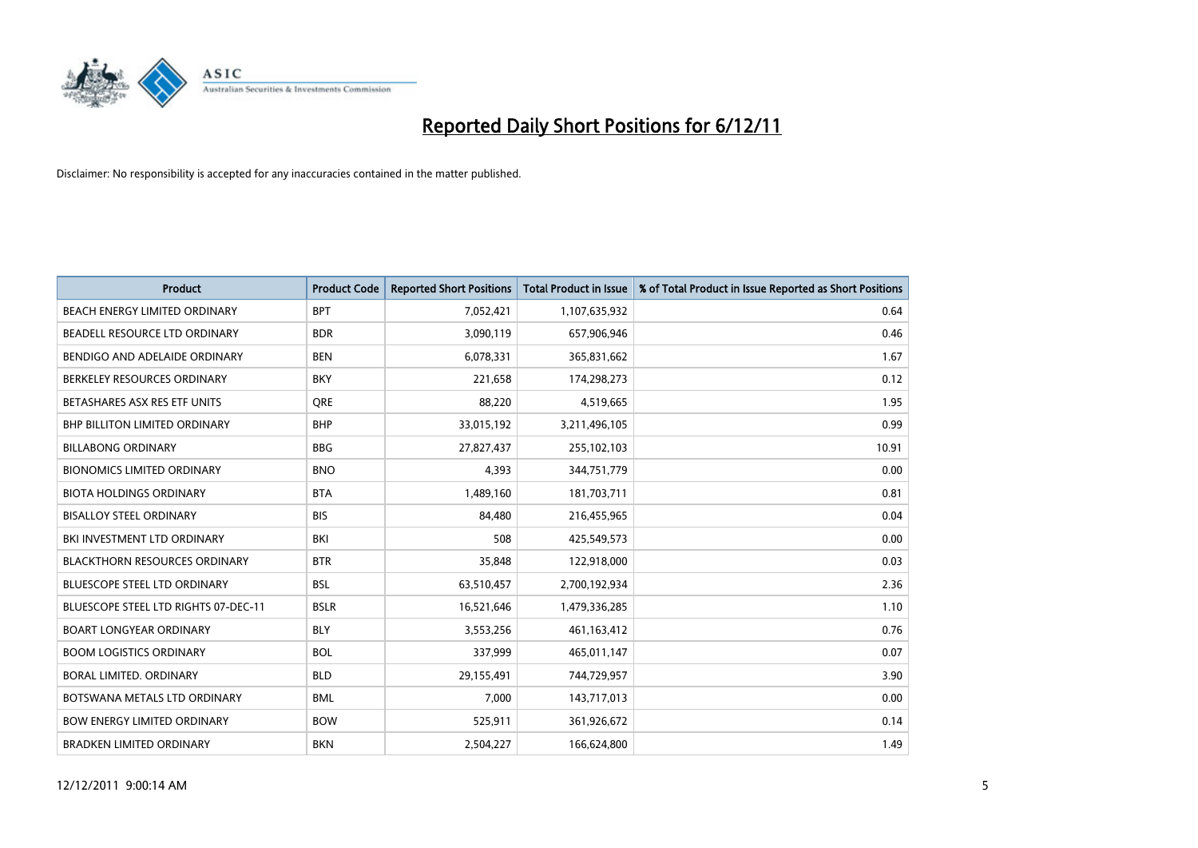# Reported Daily Short Positions for 6/12/11

Disclaimer: No responsibility is accepted for any inaccuracies contained in the matter published.

| Product | Product Code | Reported Short Positions | Total Product in Issue | % of Total Product in Issue Reported as Short Positions |
|---|---|---|---|---|
| BEACH ENERGY LIMITED ORDINARY | BPT | 7,052,421 | 1,107,635,932 | 0.64 |
| BEADELL RESOURCE LTD ORDINARY | BDR | 3,090,119 | 657,906,946 | 0.46 |
| BENDIGO AND ADELAIDE ORDINARY | BEN | 6,078,331 | 365,831,662 | 1.67 |
| BERKELEY RESOURCES ORDINARY | BKY | 221,658 | 174,298,273 | 0.12 |
| BETASHARES ASX RES ETF UNITS | QRE | 88,220 | 4,519,665 | 1.95 |
| BHP BILLITON LIMITED ORDINARY | BHP | 33,015,192 | 3,211,496,105 | 0.99 |
| BILLABONG ORDINARY | BBG | 27,827,437 | 255,102,103 | 10.91 |
| BIONOMICS LIMITED ORDINARY | BNO | 4,393 | 344,751,779 | 0.00 |
| BIOTA HOLDINGS ORDINARY | BTA | 1,489,160 | 181,703,711 | 0.81 |
| BISALLOY STEEL ORDINARY | BIS | 84,480 | 216,455,965 | 0.04 |
| BKI INVESTMENT LTD ORDINARY | BKI | 508 | 425,549,573 | 0.00 |
| BLACKTHORN RESOURCES ORDINARY | BTR | 35,848 | 122,918,000 | 0.03 |
| BLUESCOPE STEEL LTD ORDINARY | BSL | 63,510,457 | 2,700,192,934 | 2.36 |
| BLUESCOPE STEEL LTD RIGHTS 07-DEC-11 | BSLR | 16,521,646 | 1,479,336,285 | 1.10 |
| BOART LONGYEAR ORDINARY | BLY | 3,553,256 | 461,163,412 | 0.76 |
| BOOM LOGISTICS ORDINARY | BOL | 337,999 | 465,011,147 | 0.07 |
| BORAL LIMITED. ORDINARY | BLD | 29,155,491 | 744,729,957 | 3.90 |
| BOTSWANA METALS LTD ORDINARY | BML | 7,000 | 143,717,013 | 0.00 |
| BOW ENERGY LIMITED ORDINARY | BOW | 525,911 | 361,926,672 | 0.14 |
| BRADKEN LIMITED ORDINARY | BKN | 2,504,227 | 166,624,800 | 1.49 |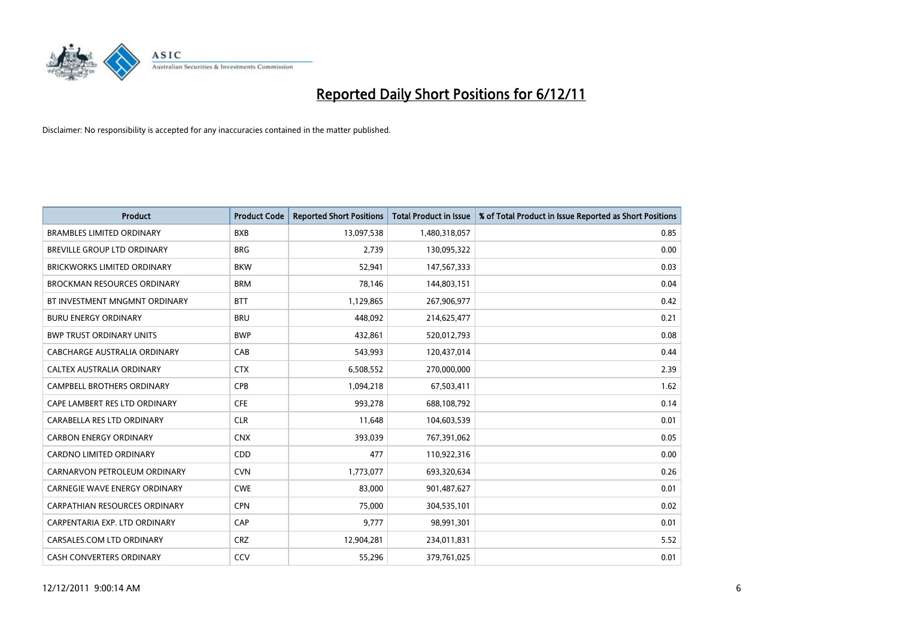# Reported Daily Short Positions for 6/12/11

Disclaimer: No responsibility is accepted for any inaccuracies contained in the matter published.

| Product | Product Code | Reported Short Positions | Total Product in Issue | % of Total Product in Issue Reported as Short Positions |
|---|---|---|---|---|
| BRAMBLES LIMITED ORDINARY | BXB | 13,097,538 | 1,480,318,057 | 0.85 |
| BREVILLE GROUP LTD ORDINARY | BRG | 2,739 | 130,095,322 | 0.00 |
| BRICKWORKS LIMITED ORDINARY | BKW | 52,941 | 147,567,333 | 0.03 |
| BROCKMAN RESOURCES ORDINARY | BRM | 78,146 | 144,803,151 | 0.04 |
| BT INVESTMENT MNGMNT ORDINARY | BTT | 1,129,865 | 267,906,977 | 0.42 |
| BURU ENERGY ORDINARY | BRU | 448,092 | 214,625,477 | 0.21 |
| BWP TRUST ORDINARY UNITS | BWP | 432,861 | 520,012,793 | 0.08 |
| CABCHARGE AUSTRALIA ORDINARY | CAB | 543,993 | 120,437,014 | 0.44 |
| CALTEX AUSTRALIA ORDINARY | CTX | 6,508,552 | 270,000,000 | 2.39 |
| CAMPBELL BROTHERS ORDINARY | CPB | 1,094,218 | 67,503,411 | 1.62 |
| CAPE LAMBERT RES LTD ORDINARY | CFE | 993,278 | 688,108,792 | 0.14 |
| CARABELLA RES LTD ORDINARY | CLR | 11,648 | 104,603,539 | 0.01 |
| CARBON ENERGY ORDINARY | CNX | 393,039 | 767,391,062 | 0.05 |
| CARDNO LIMITED ORDINARY | CDD | 477 | 110,922,316 | 0.00 |
| CARNARVON PETROLEUM ORDINARY | CVN | 1,773,077 | 693,320,634 | 0.26 |
| CARNEGIE WAVE ENERGY ORDINARY | CWE | 83,000 | 901,487,627 | 0.01 |
| CARPATHIAN RESOURCES ORDINARY | CPN | 75,000 | 304,535,101 | 0.02 |
| CARPENTARIA EXP. LTD ORDINARY | CAP | 9,777 | 98,991,301 | 0.01 |
| CARSALES.COM LTD ORDINARY | CRZ | 12,904,281 | 234,011,831 | 5.52 |
| CASH CONVERTERS ORDINARY | CCV | 55,296 | 379,761,025 | 0.01 |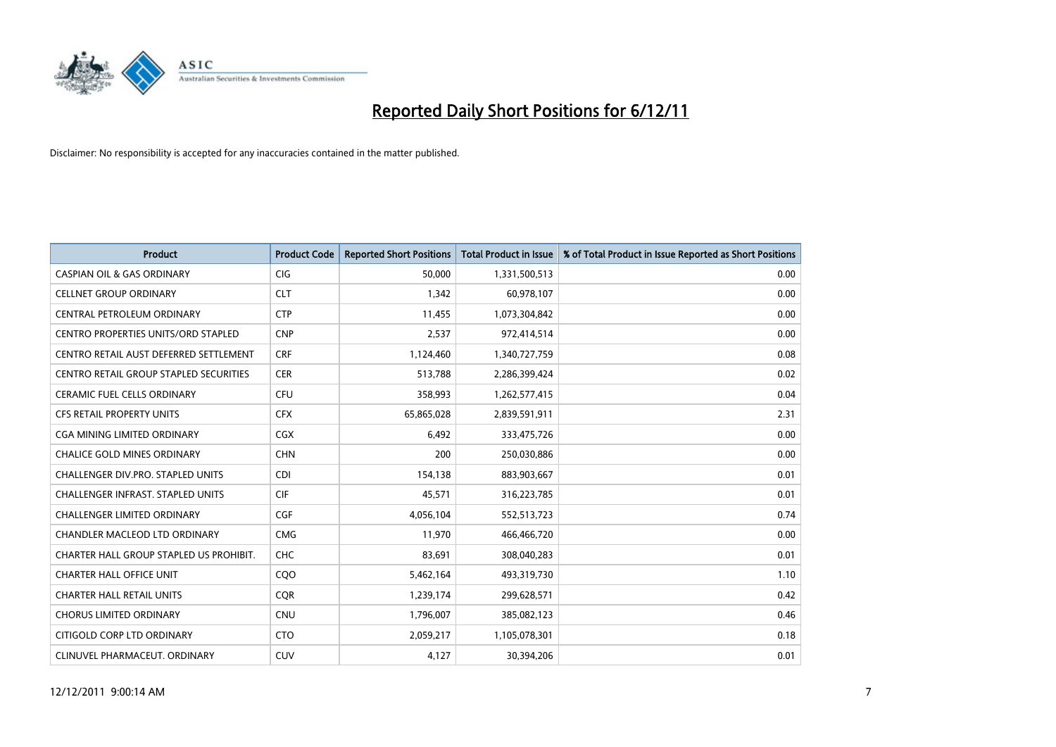# Reported Daily Short Positions for 6/12/11

Disclaimer: No responsibility is accepted for any inaccuracies contained in the matter published.

| Product | Product Code | Reported Short Positions | Total Product in Issue | % of Total Product in Issue Reported as Short Positions |
|---|---|---|---|---|
| CASPIAN OIL & GAS ORDINARY | CIG | 50,000 | 1,331,500,513 | 0.00 |
| CELLNET GROUP ORDINARY | CLT | 1,342 | 60,978,107 | 0.00 |
| CENTRAL PETROLEUM ORDINARY | CTP | 11,455 | 1,073,304,842 | 0.00 |
| CENTRO PROPERTIES UNITS/ORD STAPLED | CNP | 2,537 | 972,414,514 | 0.00 |
| CENTRO RETAIL AUST DEFERRED SETTLEMENT | CRF | 1,124,460 | 1,340,727,759 | 0.08 |
| CENTRO RETAIL GROUP STAPLED SECURITIES | CER | 513,788 | 2,286,399,424 | 0.02 |
| CERAMIC FUEL CELLS ORDINARY | CFU | 358,993 | 1,262,577,415 | 0.04 |
| CFS RETAIL PROPERTY UNITS | CFX | 65,865,028 | 2,839,591,911 | 2.31 |
| CGA MINING LIMITED ORDINARY | CGX | 6,492 | 333,475,726 | 0.00 |
| CHALICE GOLD MINES ORDINARY | CHN | 200 | 250,030,886 | 0.00 |
| CHALLENGER DIV.PRO. STAPLED UNITS | CDI | 154,138 | 883,903,667 | 0.01 |
| CHALLENGER INFRAST. STAPLED UNITS | CIF | 45,571 | 316,223,785 | 0.01 |
| CHALLENGER LIMITED ORDINARY | CGF | 4,056,104 | 552,513,723 | 0.74 |
| CHANDLER MACLEOD LTD ORDINARY | CMG | 11,970 | 466,466,720 | 0.00 |
| CHARTER HALL GROUP STAPLED US PROHIBIT. | CHC | 83,691 | 308,040,283 | 0.01 |
| CHARTER HALL OFFICE UNIT | CQO | 5,462,164 | 493,319,730 | 1.10 |
| CHARTER HALL RETAIL UNITS | CQR | 1,239,174 | 299,628,571 | 0.42 |
| CHORUS LIMITED ORDINARY | CNU | 1,796,007 | 385,082,123 | 0.46 |
| CITIGOLD CORP LTD ORDINARY | CTO | 2,059,217 | 1,105,078,301 | 0.18 |
| CLINUVEL PHARMACEUT. ORDINARY | CUV | 4,127 | 30,394,206 | 0.01 |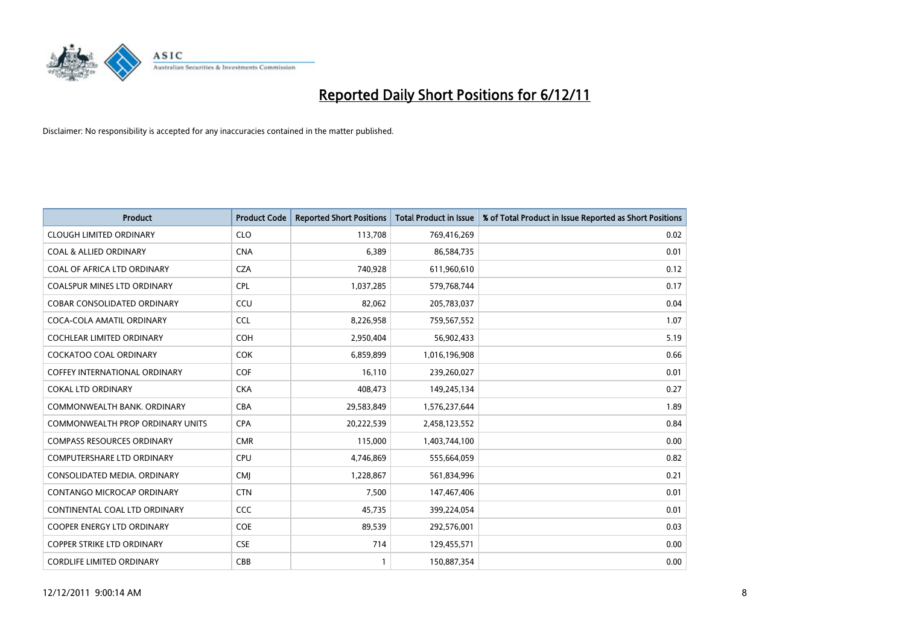# Reported Daily Short Positions for 6/12/11

Disclaimer: No responsibility is accepted for any inaccuracies contained in the matter published.

| Product | Product Code | Reported Short Positions | Total Product in Issue | % of Total Product in Issue Reported as Short Positions |
|---|---|---|---|---|
| CLOUGH LIMITED ORDINARY | CLO | 113,708 | 769,416,269 | 0.02 |
| COAL & ALLIED ORDINARY | CNA | 6,389 | 86,584,735 | 0.01 |
| COAL OF AFRICA LTD ORDINARY | CZA | 740,928 | 611,960,610 | 0.12 |
| COALSPUR MINES LTD ORDINARY | CPL | 1,037,285 | 579,768,744 | 0.17 |
| COBAR CONSOLIDATED ORDINARY | CCU | 82,062 | 205,783,037 | 0.04 |
| COCA-COLA AMATIL ORDINARY | CCL | 8,226,958 | 759,567,552 | 1.07 |
| COCHLEAR LIMITED ORDINARY | COH | 2,950,404 | 56,902,433 | 5.19 |
| COCKATOO COAL ORDINARY | COK | 6,859,899 | 1,016,196,908 | 0.66 |
| COFFEY INTERNATIONAL ORDINARY | COF | 16,110 | 239,260,027 | 0.01 |
| COKAL LTD ORDINARY | CKA | 408,473 | 149,245,134 | 0.27 |
| COMMONWEALTH BANK. ORDINARY | CBA | 29,583,849 | 1,576,237,644 | 1.89 |
| COMMONWEALTH PROP ORDINARY UNITS | CPA | 20,222,539 | 2,458,123,552 | 0.84 |
| COMPASS RESOURCES ORDINARY | CMR | 115,000 | 1,403,744,100 | 0.00 |
| COMPUTERSHARE LTD ORDINARY | CPU | 4,746,869 | 555,664,059 | 0.82 |
| CONSOLIDATED MEDIA. ORDINARY | CMJ | 1,228,867 | 561,834,996 | 0.21 |
| CONTANGO MICROCAP ORDINARY | CTN | 7,500 | 147,467,406 | 0.01 |
| CONTINENTAL COAL LTD ORDINARY | CCC | 45,735 | 399,224,054 | 0.01 |
| COOPER ENERGY LTD ORDINARY | COE | 89,539 | 292,576,001 | 0.03 |
| COPPER STRIKE LTD ORDINARY | CSE | 714 | 129,455,571 | 0.00 |
| CORDLIFE LIMITED ORDINARY | CBB | 1 | 150,887,354 | 0.00 |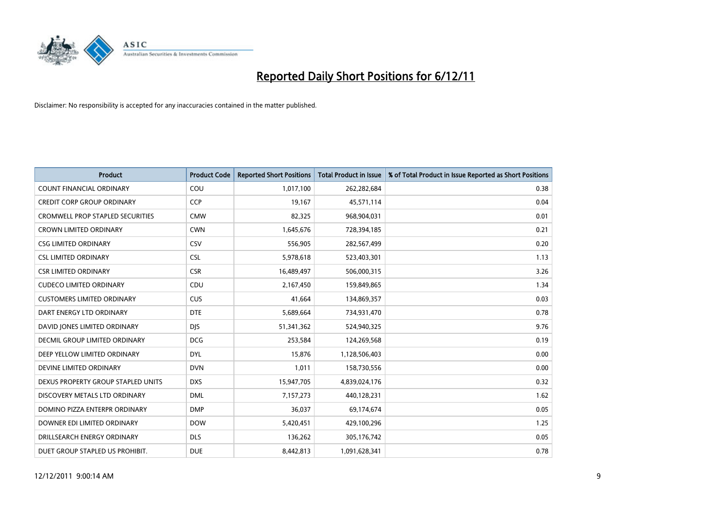# Reported Daily Short Positions for 6/12/11

Disclaimer: No responsibility is accepted for any inaccuracies contained in the matter published.

| Product | Product Code | Reported Short Positions | Total Product in Issue | % of Total Product in Issue Reported as Short Positions |
|---|---|---|---|---|
| COUNT FINANCIAL ORDINARY | COU | 1,017,100 | 262,282,684 | 0.38 |
| CREDIT CORP GROUP ORDINARY | CCP | 19,167 | 45,571,114 | 0.04 |
| CROMWELL PROP STAPLED SECURITIES | CMW | 82,325 | 968,904,031 | 0.01 |
| CROWN LIMITED ORDINARY | CWN | 1,645,676 | 728,394,185 | 0.21 |
| CSG LIMITED ORDINARY | CSV | 556,905 | 282,567,499 | 0.20 |
| CSL LIMITED ORDINARY | CSL | 5,978,618 | 523,403,301 | 1.13 |
| CSR LIMITED ORDINARY | CSR | 16,489,497 | 506,000,315 | 3.26 |
| CUDECO LIMITED ORDINARY | CDU | 2,167,450 | 159,849,865 | 1.34 |
| CUSTOMERS LIMITED ORDINARY | CUS | 41,664 | 134,869,357 | 0.03 |
| DART ENERGY LTD ORDINARY | DTE | 5,689,664 | 734,931,470 | 0.78 |
| DAVID JONES LIMITED ORDINARY | DJS | 51,341,362 | 524,940,325 | 9.76 |
| DECMIL GROUP LIMITED ORDINARY | DCG | 253,584 | 124,269,568 | 0.19 |
| DEEP YELLOW LIMITED ORDINARY | DYL | 15,876 | 1,128,506,403 | 0.00 |
| DEVINE LIMITED ORDINARY | DVN | 1,011 | 158,730,556 | 0.00 |
| DEXUS PROPERTY GROUP STAPLED UNITS | DXS | 15,947,705 | 4,839,024,176 | 0.32 |
| DISCOVERY METALS LTD ORDINARY | DML | 7,157,273 | 440,128,231 | 1.62 |
| DOMINO PIZZA ENTERPR ORDINARY | DMP | 36,037 | 69,174,674 | 0.05 |
| DOWNER EDI LIMITED ORDINARY | DOW | 5,420,451 | 429,100,296 | 1.25 |
| DRILLSEARCH ENERGY ORDINARY | DLS | 136,262 | 305,176,742 | 0.05 |
| DUET GROUP STAPLED US PROHIBIT. | DUE | 8,442,813 | 1,091,628,341 | 0.78 |

12/12/2011 9:00:14 AM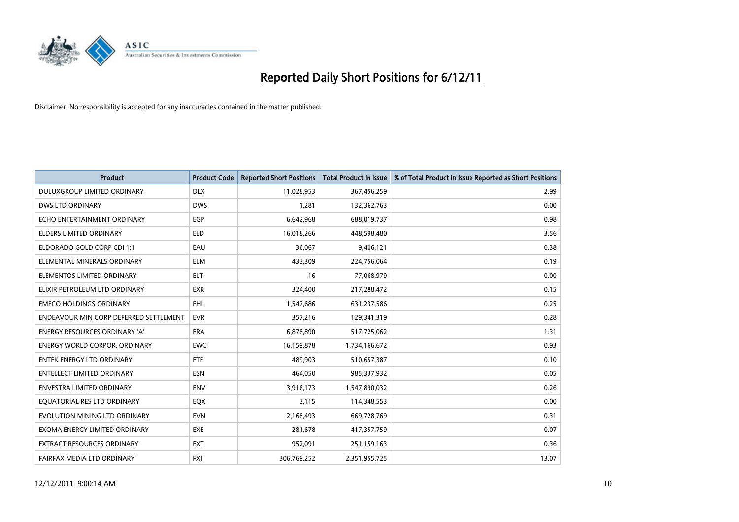# Reported Daily Short Positions for 6/12/11

Disclaimer: No responsibility is accepted for any inaccuracies contained in the matter published.

| Product | Product Code | Reported Short Positions | Total Product in Issue | % of Total Product in Issue Reported as Short Positions |
|---|---|---|---|---|
| DULUXGROUP LIMITED ORDINARY | DLX | 11,028,953 | 367,456,259 | 2.99 |
| DWS LTD ORDINARY | DWS | 1,281 | 132,362,763 | 0.00 |
| ECHO ENTERTAINMENT ORDINARY | EGP | 6,642,968 | 688,019,737 | 0.98 |
| ELDERS LIMITED ORDINARY | ELD | 16,018,266 | 448,598,480 | 3.56 |
| ELDORADO GOLD CORP CDI 1:1 | EAU | 36,067 | 9,406,121 | 0.38 |
| ELEMENTAL MINERALS ORDINARY | ELM | 433,309 | 224,756,064 | 0.19 |
| ELEMENTOS LIMITED ORDINARY | ELT | 16 | 77,068,979 | 0.00 |
| ELIXIR PETROLEUM LTD ORDINARY | EXR | 324,400 | 217,288,472 | 0.15 |
| EMECO HOLDINGS ORDINARY | EHL | 1,547,686 | 631,237,586 | 0.25 |
| ENDEAVOUR MIN CORP DEFERRED SETTLEMENT | EVR | 357,216 | 129,341,319 | 0.28 |
| ENERGY RESOURCES ORDINARY 'A' | ERA | 6,878,890 | 517,725,062 | 1.31 |
| ENERGY WORLD CORPOR. ORDINARY | EWC | 16,159,878 | 1,734,166,672 | 0.93 |
| ENTEK ENERGY LTD ORDINARY | ETE | 489,903 | 510,657,387 | 0.10 |
| ENTELLECT LIMITED ORDINARY | ESN | 464,050 | 985,337,932 | 0.05 |
| ENVESTRA LIMITED ORDINARY | ENV | 3,916,173 | 1,547,890,032 | 0.26 |
| EQUATORIAL RES LTD ORDINARY | EQX | 3,115 | 114,348,553 | 0.00 |
| EVOLUTION MINING LTD ORDINARY | EVN | 2,168,493 | 669,728,769 | 0.31 |
| EXOMA ENERGY LIMITED ORDINARY | EXE | 281,678 | 417,357,759 | 0.07 |
| EXTRACT RESOURCES ORDINARY | EXT | 952,091 | 251,159,163 | 0.36 |
| FAIRFAX MEDIA LTD ORDINARY | FXJ | 306,769,252 | 2,351,955,725 | 13.07 |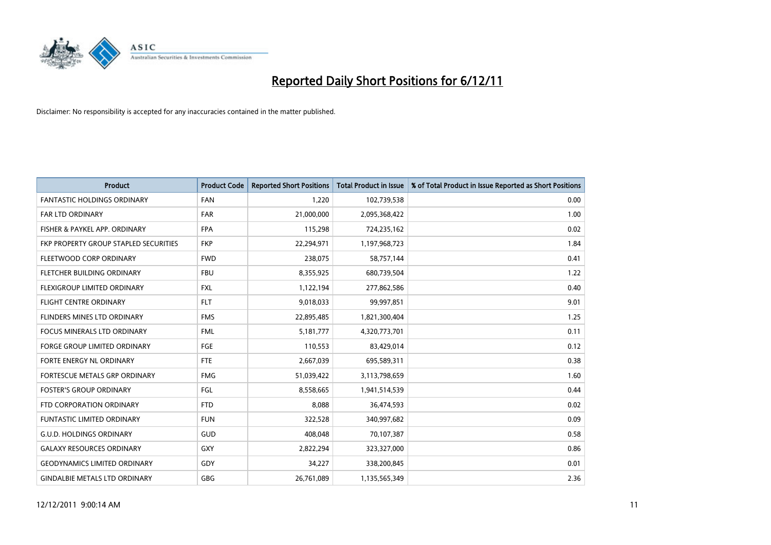# Reported Daily Short Positions for 6/12/11

Disclaimer: No responsibility is accepted for any inaccuracies contained in the matter published.

| Product | Product Code | Reported Short Positions | Total Product in Issue | % of Total Product in Issue Reported as Short Positions |
|---|---|---|---|---|
| FANTASTIC HOLDINGS ORDINARY | FAN | 1,220 | 102,739,538 | 0.00 |
| FAR LTD ORDINARY | FAR | 21,000,000 | 2,095,368,422 | 1.00 |
| FISHER & PAYKEL APP. ORDINARY | FPA | 115,298 | 724,235,162 | 0.02 |
| FKP PROPERTY GROUP STAPLED SECURITIES | FKP | 22,294,971 | 1,197,968,723 | 1.84 |
| FLEETWOOD CORP ORDINARY | FWD | 238,075 | 58,757,144 | 0.41 |
| FLETCHER BUILDING ORDINARY | FBU | 8,355,925 | 680,739,504 | 1.22 |
| FLEXIGROUP LIMITED ORDINARY | FXL | 1,122,194 | 277,862,586 | 0.40 |
| FLIGHT CENTRE ORDINARY | FLT | 9,018,033 | 99,997,851 | 9.01 |
| FLINDERS MINES LTD ORDINARY | FMS | 22,895,485 | 1,821,300,404 | 1.25 |
| FOCUS MINERALS LTD ORDINARY | FML | 5,181,777 | 4,320,773,701 | 0.11 |
| FORGE GROUP LIMITED ORDINARY | FGE | 110,553 | 83,429,014 | 0.12 |
| FORTE ENERGY NL ORDINARY | FTE | 2,667,039 | 695,589,311 | 0.38 |
| FORTESCUE METALS GRP ORDINARY | FMG | 51,039,422 | 3,113,798,659 | 1.60 |
| FOSTER'S GROUP ORDINARY | FGL | 8,558,665 | 1,941,514,539 | 0.44 |
| FTD CORPORATION ORDINARY | FTD | 8,088 | 36,474,593 | 0.02 |
| FUNTASTIC LIMITED ORDINARY | FUN | 322,528 | 340,997,682 | 0.09 |
| G.U.D. HOLDINGS ORDINARY | GUD | 408,048 | 70,107,387 | 0.58 |
| GALAXY RESOURCES ORDINARY | GXY | 2,822,294 | 323,327,000 | 0.86 |
| GEODYNAMICS LIMITED ORDINARY | GDY | 34,227 | 338,200,845 | 0.01 |
| GINDALBIE METALS LTD ORDINARY | GBG | 26,761,089 | 1,135,565,349 | 2.36 |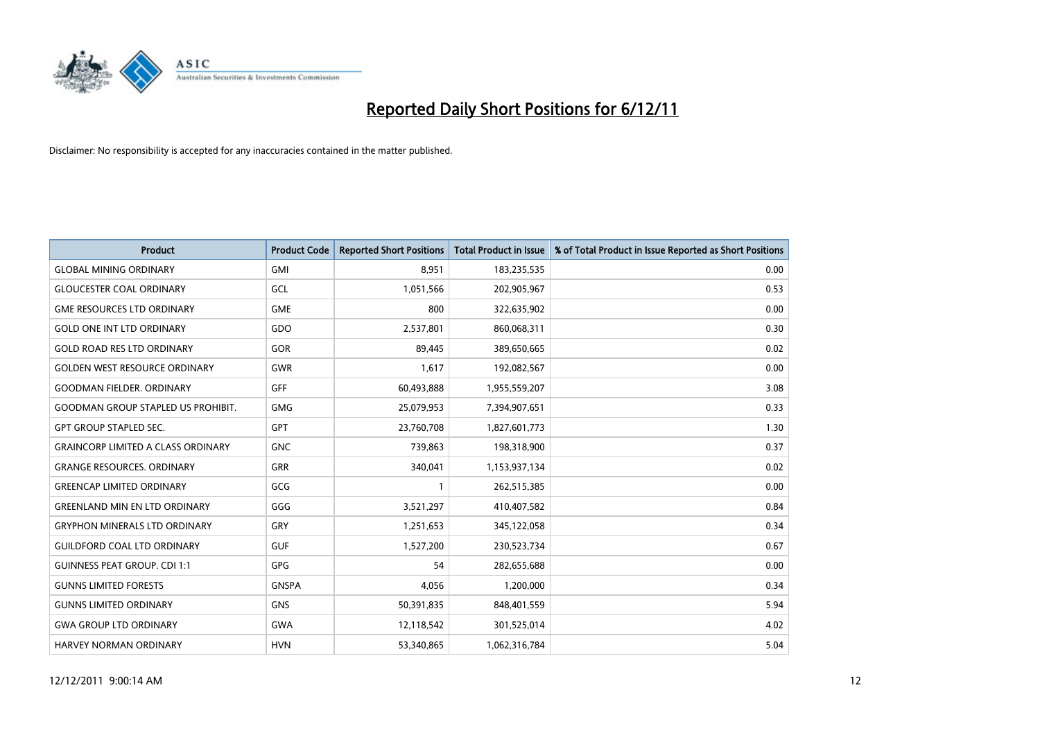# Reported Daily Short Positions for 6/12/11

Disclaimer: No responsibility is accepted for any inaccuracies contained in the matter published.

| Product | Product Code | Reported Short Positions | Total Product in Issue | % of Total Product in Issue Reported as Short Positions |
|---|---|---|---|---|
| GLOBAL MINING ORDINARY | GMI | 8,951 | 183,235,535 | 0.00 |
| GLOUCESTER COAL ORDINARY | GCL | 1,051,566 | 202,905,967 | 0.53 |
| GME RESOURCES LTD ORDINARY | GME | 800 | 322,635,902 | 0.00 |
| GOLD ONE INT LTD ORDINARY | GDO | 2,537,801 | 860,068,311 | 0.30 |
| GOLD ROAD RES LTD ORDINARY | GOR | 89,445 | 389,650,665 | 0.02 |
| GOLDEN WEST RESOURCE ORDINARY | GWR | 1,617 | 192,082,567 | 0.00 |
| GOODMAN FIELDER. ORDINARY | GFF | 60,493,888 | 1,955,559,207 | 3.08 |
| GOODMAN GROUP STAPLED US PROHIBIT. | GMG | 25,079,953 | 7,394,907,651 | 0.33 |
| GPT GROUP STAPLED SEC. | GPT | 23,760,708 | 1,827,601,773 | 1.30 |
| GRAINCORP LIMITED A CLASS ORDINARY | GNC | 739,863 | 198,318,900 | 0.37 |
| GRANGE RESOURCES. ORDINARY | GRR | 340,041 | 1,153,937,134 | 0.02 |
| GREENCAP LIMITED ORDINARY | GCG | 1 | 262,515,385 | 0.00 |
| GREENLAND MIN EN LTD ORDINARY | GGG | 3,521,297 | 410,407,582 | 0.84 |
| GRYPHON MINERALS LTD ORDINARY | GRY | 1,251,653 | 345,122,058 | 0.34 |
| GUILDFORD COAL LTD ORDINARY | GUF | 1,527,200 | 230,523,734 | 0.67 |
| GUINNESS PEAT GROUP. CDI 1:1 | GPG | 54 | 282,655,688 | 0.00 |
| GUNNS LIMITED FORESTS | GNSPA | 4,056 | 1,200,000 | 0.34 |
| GUNNS LIMITED ORDINARY | GNS | 50,391,835 | 848,401,559 | 5.94 |
| GWA GROUP LTD ORDINARY | GWA | 12,118,542 | 301,525,014 | 4.02 |
| HARVEY NORMAN ORDINARY | HVN | 53,340,865 | 1,062,316,784 | 5.04 |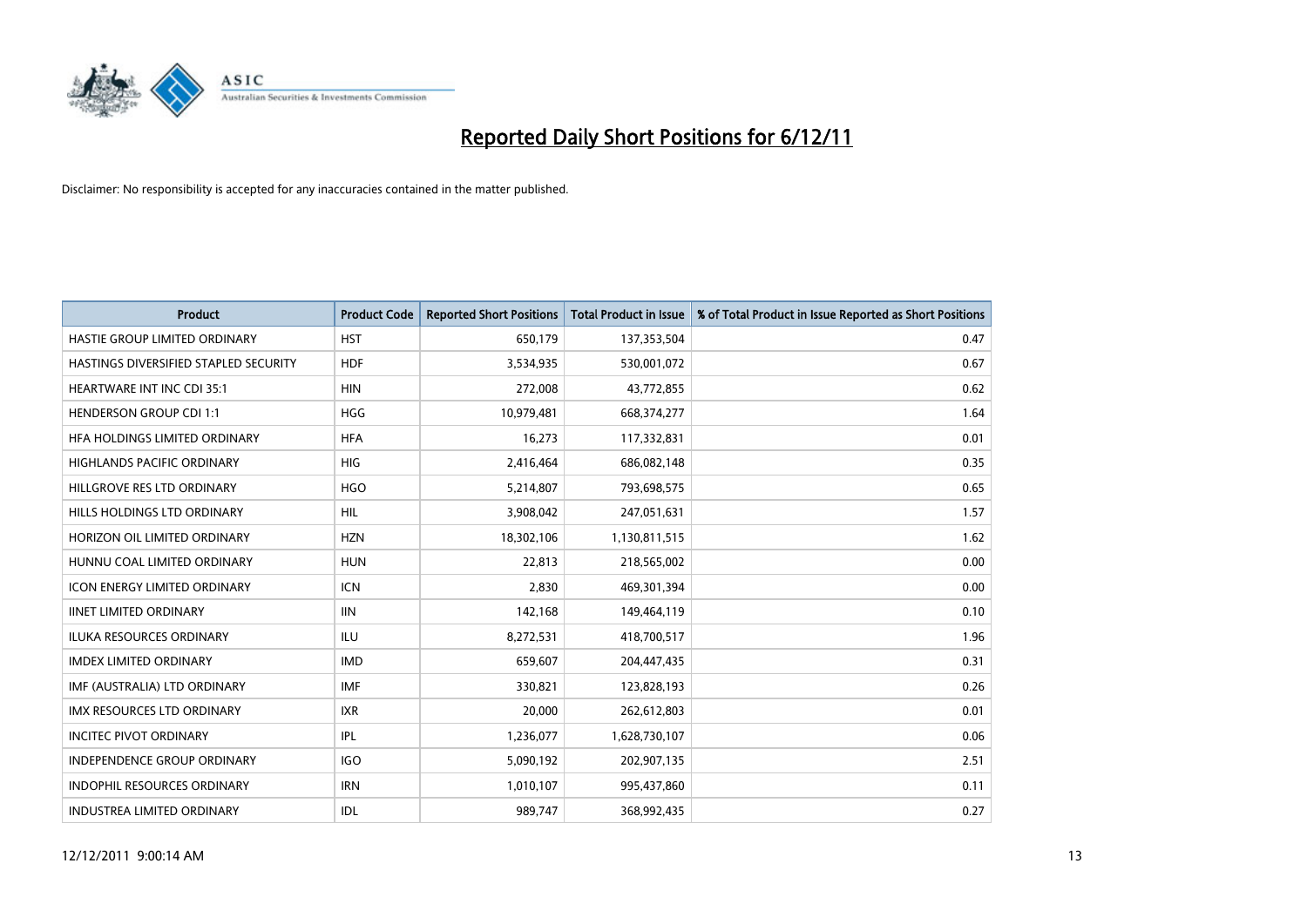# Reported Daily Short Positions for 6/12/11

Disclaimer: No responsibility is accepted for any inaccuracies contained in the matter published.

| Product | Product Code | Reported Short Positions | Total Product in Issue | % of Total Product in Issue Reported as Short Positions |
|---|---|---|---|---|
| HASTIE GROUP LIMITED ORDINARY | HST | 650,179 | 137,353,504 | 0.47 |
| HASTINGS DIVERSIFIED STAPLED SECURITY | HDF | 3,534,935 | 530,001,072 | 0.67 |
| HEARTWARE INT INC CDI 35:1 | HIN | 272,008 | 43,772,855 | 0.62 |
| HENDERSON GROUP CDI 1:1 | HGG | 10,979,481 | 668,374,277 | 1.64 |
| HFA HOLDINGS LIMITED ORDINARY | HFA | 16,273 | 117,332,831 | 0.01 |
| HIGHLANDS PACIFIC ORDINARY | HIG | 2,416,464 | 686,082,148 | 0.35 |
| HILLGROVE RES LTD ORDINARY | HGO | 5,214,807 | 793,698,575 | 0.65 |
| HILLS HOLDINGS LTD ORDINARY | HIL | 3,908,042 | 247,051,631 | 1.57 |
| HORIZON OIL LIMITED ORDINARY | HZN | 18,302,106 | 1,130,811,515 | 1.62 |
| HUNNU COAL LIMITED ORDINARY | HUN | 22,813 | 218,565,002 | 0.00 |
| ICON ENERGY LIMITED ORDINARY | ICN | 2,830 | 469,301,394 | 0.00 |
| IINET LIMITED ORDINARY | IIN | 142,168 | 149,464,119 | 0.10 |
| ILUKA RESOURCES ORDINARY | ILU | 8,272,531 | 418,700,517 | 1.96 |
| IMDEX LIMITED ORDINARY | IMD | 659,607 | 204,447,435 | 0.31 |
| IMF (AUSTRALIA) LTD ORDINARY | IMF | 330,821 | 123,828,193 | 0.26 |
| IMX RESOURCES LTD ORDINARY | IXR | 20,000 | 262,612,803 | 0.01 |
| INCITEC PIVOT ORDINARY | IPL | 1,236,077 | 1,628,730,107 | 0.06 |
| INDEPENDENCE GROUP ORDINARY | IGO | 5,090,192 | 202,907,135 | 2.51 |
| INDOPHIL RESOURCES ORDINARY | IRN | 1,010,107 | 995,437,860 | 0.11 |
| INDUSTREA LIMITED ORDINARY | IDL | 989,747 | 368,992,435 | 0.27 |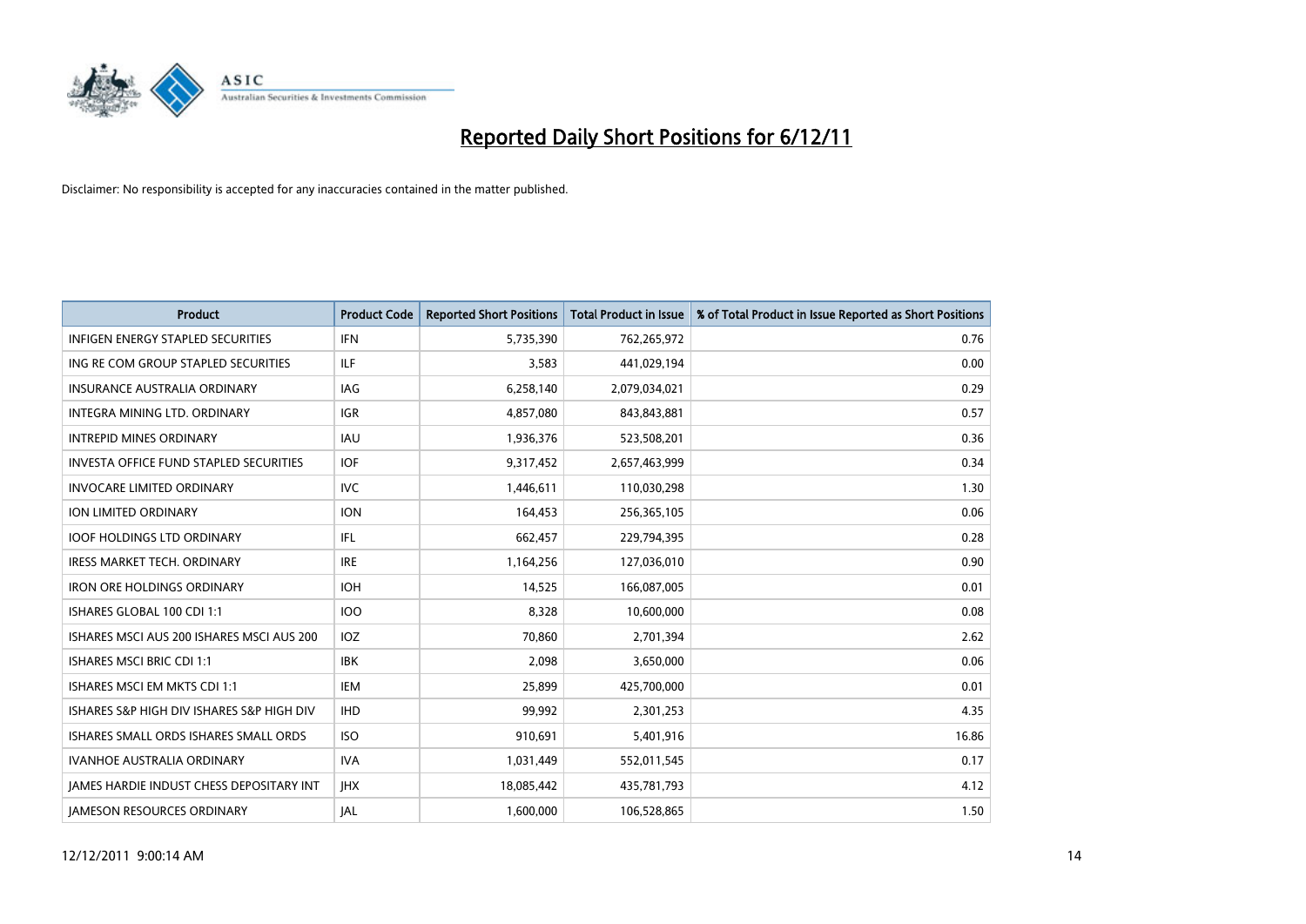# Reported Daily Short Positions for 6/12/11

Disclaimer: No responsibility is accepted for any inaccuracies contained in the matter published.

| Product | Product Code | Reported Short Positions | Total Product in Issue | % of Total Product in Issue Reported as Short Positions |
|---|---|---|---|---|
| INFIGEN ENERGY STAPLED SECURITIES | IFN | 5,735,390 | 762,265,972 | 0.76 |
| ING RE COM GROUP STAPLED SECURITIES | ILF | 3,583 | 441,029,194 | 0.00 |
| INSURANCE AUSTRALIA ORDINARY | IAG | 6,258,140 | 2,079,034,021 | 0.29 |
| INTEGRA MINING LTD. ORDINARY | IGR | 4,857,080 | 843,843,881 | 0.57 |
| INTREPID MINES ORDINARY | IAU | 1,936,376 | 523,508,201 | 0.36 |
| INVESTA OFFICE FUND STAPLED SECURITIES | IOF | 9,317,452 | 2,657,463,999 | 0.34 |
| INVOCARE LIMITED ORDINARY | IVC | 1,446,611 | 110,030,298 | 1.30 |
| ION LIMITED ORDINARY | ION | 164,453 | 256,365,105 | 0.06 |
| IOOF HOLDINGS LTD ORDINARY | IFL | 662,457 | 229,794,395 | 0.28 |
| IRESS MARKET TECH. ORDINARY | IRE | 1,164,256 | 127,036,010 | 0.90 |
| IRON ORE HOLDINGS ORDINARY | IOH | 14,525 | 166,087,005 | 0.01 |
| ISHARES GLOBAL 100 CDI 1:1 | IOO | 8,328 | 10,600,000 | 0.08 |
| ISHARES MSCI AUS 200 ISHARES MSCI AUS 200 | IOZ | 70,860 | 2,701,394 | 2.62 |
| ISHARES MSCI BRIC CDI 1:1 | IBK | 2,098 | 3,650,000 | 0.06 |
| ISHARES MSCI EM MKTS CDI 1:1 | IEM | 25,899 | 425,700,000 | 0.01 |
| ISHARES S&P HIGH DIV ISHARES S&P HIGH DIV | IHD | 99,992 | 2,301,253 | 4.35 |
| ISHARES SMALL ORDS ISHARES SMALL ORDS | ISO | 910,691 | 5,401,916 | 16.86 |
| IVANHOE AUSTRALIA ORDINARY | IVA | 1,031,449 | 552,011,545 | 0.17 |
| JAMES HARDIE INDUST CHESS DEPOSITARY INT | JHX | 18,085,442 | 435,781,793 | 4.12 |
| JAMESON RESOURCES ORDINARY | JAL | 1,600,000 | 106,528,865 | 1.50 |

12/12/2011 9:00:14 AM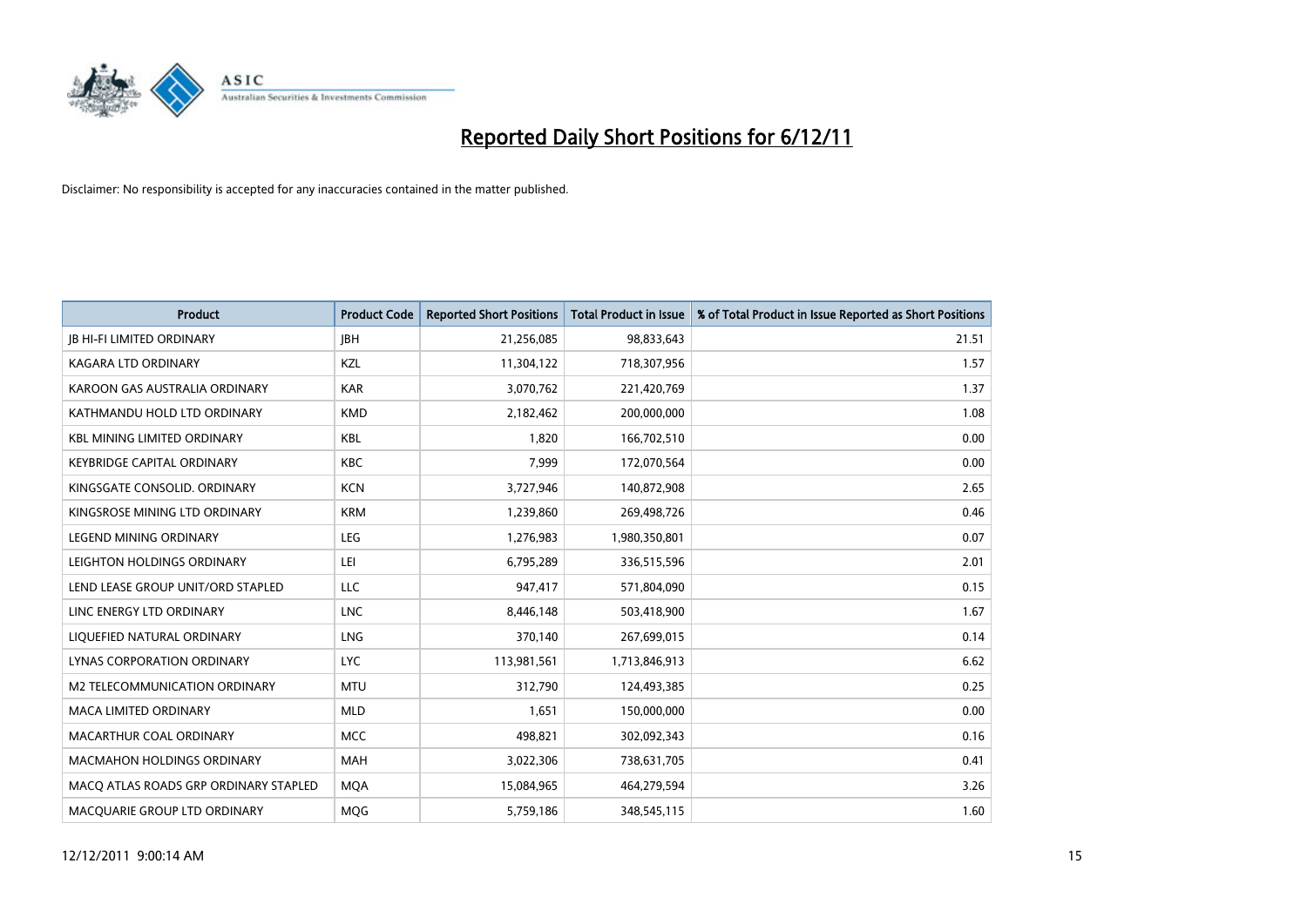# Reported Daily Short Positions for 6/12/11

Disclaimer: No responsibility is accepted for any inaccuracies contained in the matter published.

| Product | Product Code | Reported Short Positions | Total Product in Issue | % of Total Product in Issue Reported as Short Positions |
|---|---|---|---|---|
| JB HI-FI LIMITED ORDINARY | JBH | 21,256,085 | 98,833,643 | 21.51 |
| KAGARA LTD ORDINARY | KZL | 11,304,122 | 718,307,956 | 1.57 |
| KAROON GAS AUSTRALIA ORDINARY | KAR | 3,070,762 | 221,420,769 | 1.37 |
| KATHMANDU HOLD LTD ORDINARY | KMD | 2,182,462 | 200,000,000 | 1.08 |
| KBL MINING LIMITED ORDINARY | KBL | 1,820 | 166,702,510 | 0.00 |
| KEYBRIDGE CAPITAL ORDINARY | KBC | 7,999 | 172,070,564 | 0.00 |
| KINGSGATE CONSOLID. ORDINARY | KCN | 3,727,946 | 140,872,908 | 2.65 |
| KINGSROSE MINING LTD ORDINARY | KRM | 1,239,860 | 269,498,726 | 0.46 |
| LEGEND MINING ORDINARY | LEG | 1,276,983 | 1,980,350,801 | 0.07 |
| LEIGHTON HOLDINGS ORDINARY | LEI | 6,795,289 | 336,515,596 | 2.01 |
| LEND LEASE GROUP UNIT/ORD STAPLED | LLC | 947,417 | 571,804,090 | 0.15 |
| LINC ENERGY LTD ORDINARY | LNC | 8,446,148 | 503,418,900 | 1.67 |
| LIQUEFIED NATURAL ORDINARY | LNG | 370,140 | 267,699,015 | 0.14 |
| LYNAS CORPORATION ORDINARY | LYC | 113,981,561 | 1,713,846,913 | 6.62 |
| M2 TELECOMMUNICATION ORDINARY | MTU | 312,790 | 124,493,385 | 0.25 |
| MACA LIMITED ORDINARY | MLD | 1,651 | 150,000,000 | 0.00 |
| MACARTHUR COAL ORDINARY | MCC | 498,821 | 302,092,343 | 0.16 |
| MACMAHON HOLDINGS ORDINARY | MAH | 3,022,306 | 738,631,705 | 0.41 |
| MACQ ATLAS ROADS GRP ORDINARY STAPLED | MQA | 15,084,965 | 464,279,594 | 3.26 |
| MACQUARIE GROUP LTD ORDINARY | MQG | 5,759,186 | 348,545,115 | 1.60 |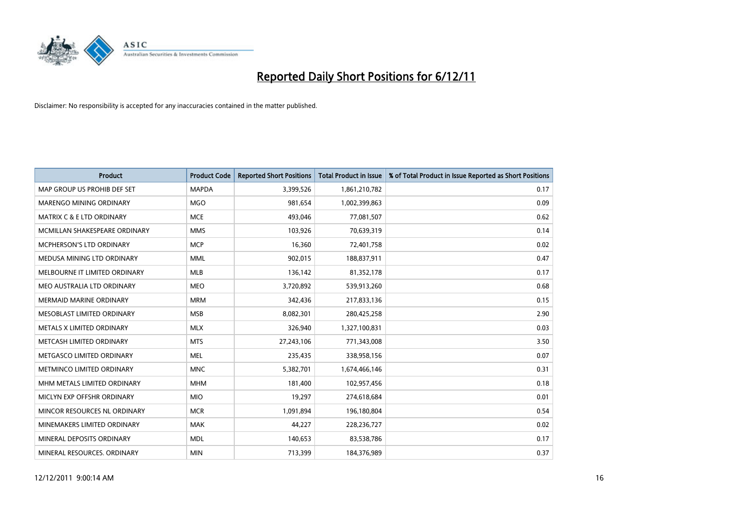# Reported Daily Short Positions for 6/12/11

Disclaimer: No responsibility is accepted for any inaccuracies contained in the matter published.

| Product | Product Code | Reported Short Positions | Total Product in Issue | % of Total Product in Issue Reported as Short Positions |
|---|---|---|---|---|
| MAP GROUP US PROHIB DEF SET | MAPDA | 3,399,526 | 1,861,210,782 | 0.17 |
| MARENGO MINING ORDINARY | MGO | 981,654 | 1,002,399,863 | 0.09 |
| MATRIX C & E LTD ORDINARY | MCE | 493,046 | 77,081,507 | 0.62 |
| MCMILLAN SHAKESPEARE ORDINARY | MMS | 103,926 | 70,639,319 | 0.14 |
| MCPHERSON'S LTD ORDINARY | MCP | 16,360 | 72,401,758 | 0.02 |
| MEDUSA MINING LTD ORDINARY | MML | 902,015 | 188,837,911 | 0.47 |
| MELBOURNE IT LIMITED ORDINARY | MLB | 136,142 | 81,352,178 | 0.17 |
| MEO AUSTRALIA LTD ORDINARY | MEO | 3,720,892 | 539,913,260 | 0.68 |
| MERMAID MARINE ORDINARY | MRM | 342,436 | 217,833,136 | 0.15 |
| MESOBLAST LIMITED ORDINARY | MSB | 8,082,301 | 280,425,258 | 2.90 |
| METALS X LIMITED ORDINARY | MLX | 326,940 | 1,327,100,831 | 0.03 |
| METCASH LIMITED ORDINARY | MTS | 27,243,106 | 771,343,008 | 3.50 |
| METGASCO LIMITED ORDINARY | MEL | 235,435 | 338,958,156 | 0.07 |
| METMINCO LIMITED ORDINARY | MNC | 5,382,701 | 1,674,466,146 | 0.31 |
| MHM METALS LIMITED ORDINARY | MHM | 181,400 | 102,957,456 | 0.18 |
| MICLYN EXP OFFSHR ORDINARY | MIO | 19,297 | 274,618,684 | 0.01 |
| MINCOR RESOURCES NL ORDINARY | MCR | 1,091,894 | 196,180,804 | 0.54 |
| MINEMAKERS LIMITED ORDINARY | MAK | 44,227 | 228,236,727 | 0.02 |
| MINERAL DEPOSITS ORDINARY | MDL | 140,653 | 83,538,786 | 0.17 |
| MINERAL RESOURCES. ORDINARY | MIN | 713,399 | 184,376,989 | 0.37 |

12/12/2011 9:00:14 AM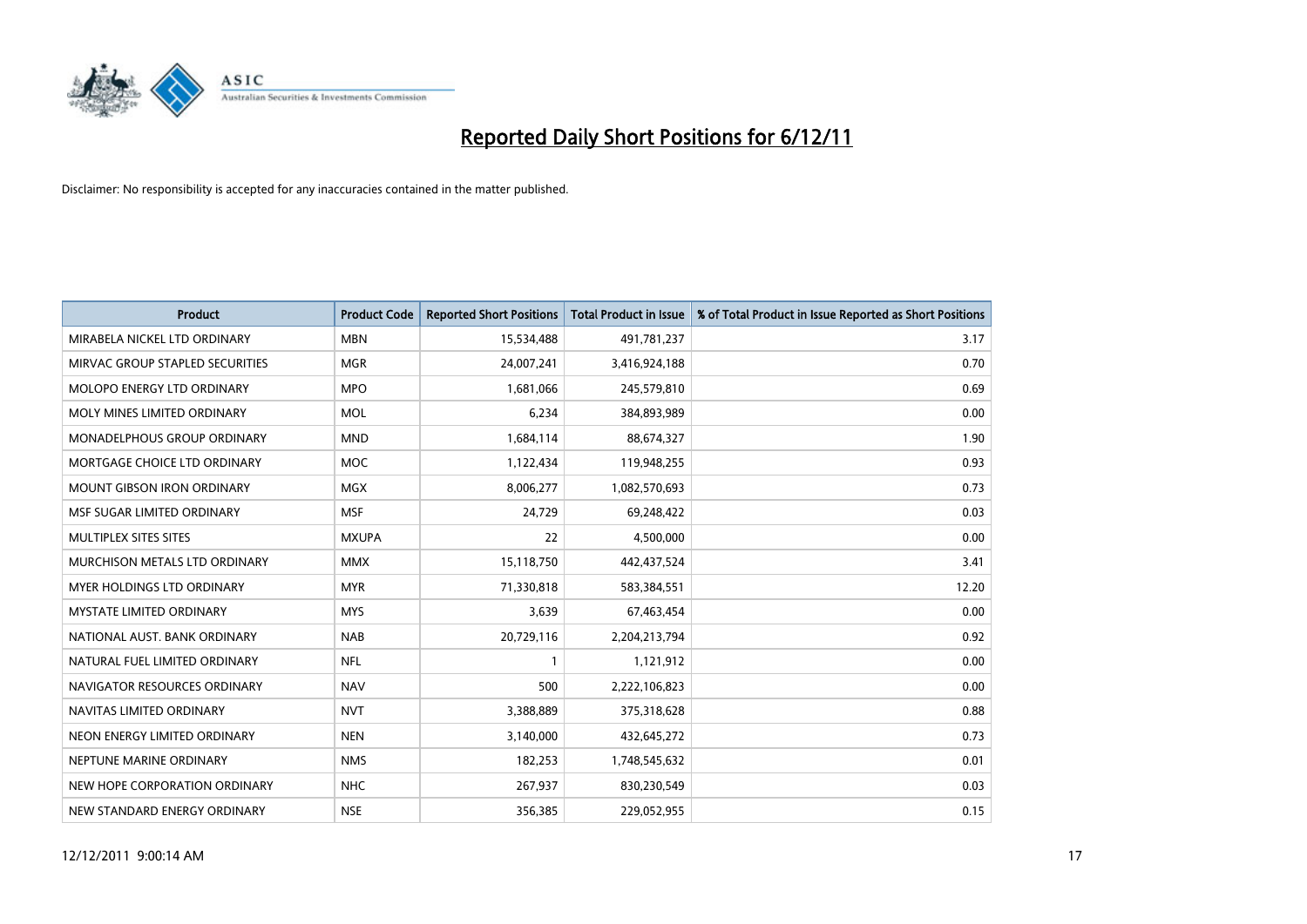# Reported Daily Short Positions for 6/12/11

Disclaimer: No responsibility is accepted for any inaccuracies contained in the matter published.

| Product | Product Code | Reported Short Positions | Total Product in Issue | % of Total Product in Issue Reported as Short Positions |
|---|---|---|---|---|
| MIRABELA NICKEL LTD ORDINARY | MBN | 15,534,488 | 491,781,237 | 3.17 |
| MIRVAC GROUP STAPLED SECURITIES | MGR | 24,007,241 | 3,416,924,188 | 0.70 |
| MOLOPO ENERGY LTD ORDINARY | MPO | 1,681,066 | 245,579,810 | 0.69 |
| MOLY MINES LIMITED ORDINARY | MOL | 6,234 | 384,893,989 | 0.00 |
| MONADELPHOUS GROUP ORDINARY | MND | 1,684,114 | 88,674,327 | 1.90 |
| MORTGAGE CHOICE LTD ORDINARY | MOC | 1,122,434 | 119,948,255 | 0.93 |
| MOUNT GIBSON IRON ORDINARY | MGX | 8,006,277 | 1,082,570,693 | 0.73 |
| MSF SUGAR LIMITED ORDINARY | MSF | 24,729 | 69,248,422 | 0.03 |
| MULTIPLEX SITES SITES | MXUPA | 22 | 4,500,000 | 0.00 |
| MURCHISON METALS LTD ORDINARY | MMX | 15,118,750 | 442,437,524 | 3.41 |
| MYER HOLDINGS LTD ORDINARY | MYR | 71,330,818 | 583,384,551 | 12.20 |
| MYSTATE LIMITED ORDINARY | MYS | 3,639 | 67,463,454 | 0.00 |
| NATIONAL AUST. BANK ORDINARY | NAB | 20,729,116 | 2,204,213,794 | 0.92 |
| NATURAL FUEL LIMITED ORDINARY | NFL | 1 | 1,121,912 | 0.00 |
| NAVIGATOR RESOURCES ORDINARY | NAV | 500 | 2,222,106,823 | 0.00 |
| NAVITAS LIMITED ORDINARY | NVT | 3,388,889 | 375,318,628 | 0.88 |
| NEON ENERGY LIMITED ORDINARY | NEN | 3,140,000 | 432,645,272 | 0.73 |
| NEPTUNE MARINE ORDINARY | NMS | 182,253 | 1,748,545,632 | 0.01 |
| NEW HOPE CORPORATION ORDINARY | NHC | 267,937 | 830,230,549 | 0.03 |
| NEW STANDARD ENERGY ORDINARY | NSE | 356,385 | 229,052,955 | 0.15 |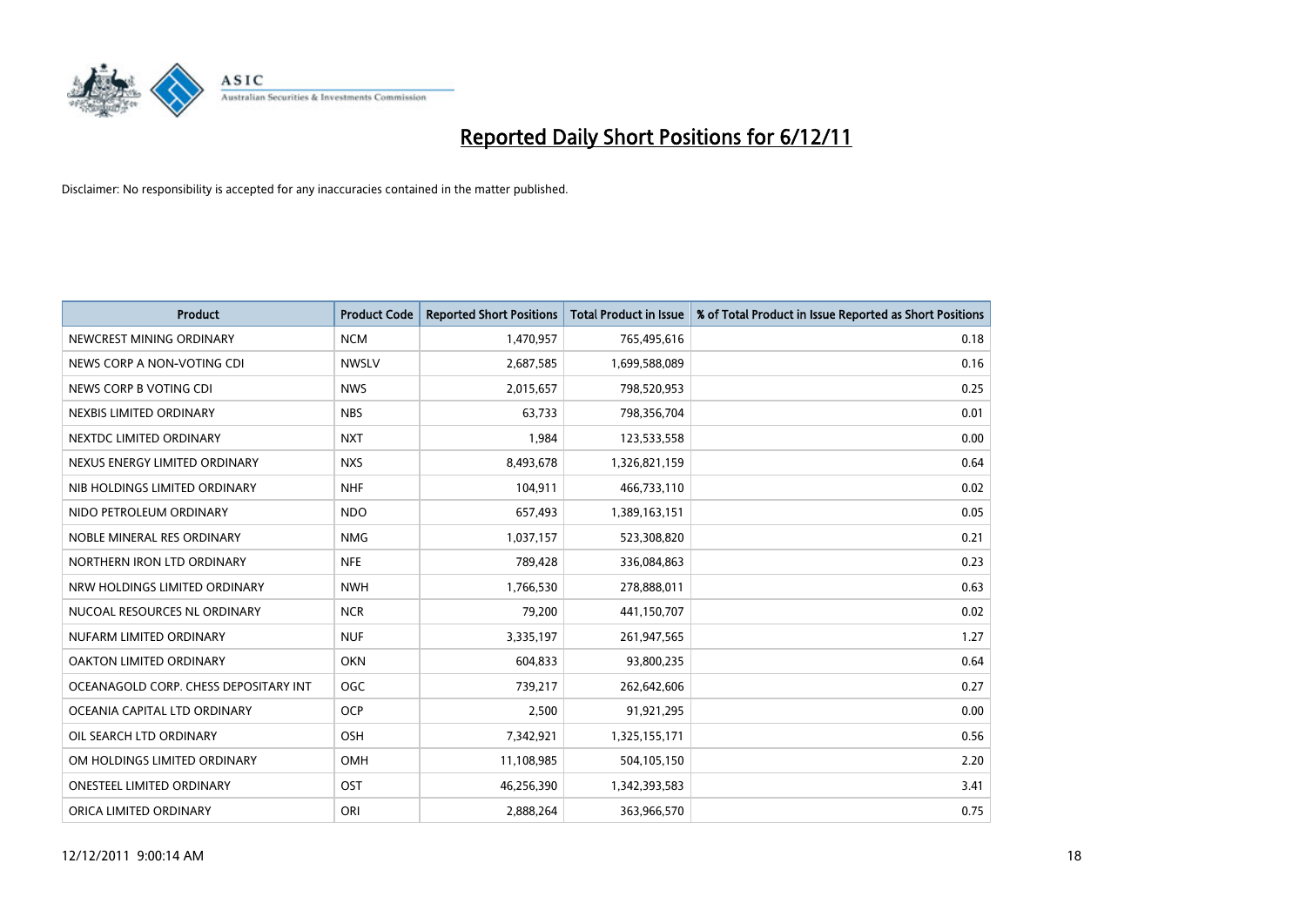# Reported Daily Short Positions for 6/12/11

Disclaimer: No responsibility is accepted for any inaccuracies contained in the matter published.

| Product | Product Code | Reported Short Positions | Total Product in Issue | % of Total Product in Issue Reported as Short Positions |
|---|---|---|---|---|
| NEWCREST MINING ORDINARY | NCM | 1,470,957 | 765,495,616 | 0.18 |
| NEWS CORP A NON-VOTING CDI | NWSLV | 2,687,585 | 1,699,588,089 | 0.16 |
| NEWS CORP B VOTING CDI | NWS | 2,015,657 | 798,520,953 | 0.25 |
| NEXBIS LIMITED ORDINARY | NBS | 63,733 | 798,356,704 | 0.01 |
| NEXTDC LIMITED ORDINARY | NXT | 1,984 | 123,533,558 | 0.00 |
| NEXUS ENERGY LIMITED ORDINARY | NXS | 8,493,678 | 1,326,821,159 | 0.64 |
| NIB HOLDINGS LIMITED ORDINARY | NHF | 104,911 | 466,733,110 | 0.02 |
| NIDO PETROLEUM ORDINARY | NDO | 657,493 | 1,389,163,151 | 0.05 |
| NOBLE MINERAL RES ORDINARY | NMG | 1,037,157 | 523,308,820 | 0.21 |
| NORTHERN IRON LTD ORDINARY | NFE | 789,428 | 336,084,863 | 0.23 |
| NRW HOLDINGS LIMITED ORDINARY | NWH | 1,766,530 | 278,888,011 | 0.63 |
| NUCOAL RESOURCES NL ORDINARY | NCR | 79,200 | 441,150,707 | 0.02 |
| NUFARM LIMITED ORDINARY | NUF | 3,335,197 | 261,947,565 | 1.27 |
| OAKTON LIMITED ORDINARY | OKN | 604,833 | 93,800,235 | 0.64 |
| OCEANAGOLD CORP. CHESS DEPOSITARY INT | OGC | 739,217 | 262,642,606 | 0.27 |
| OCEANIA CAPITAL LTD ORDINARY | OCP | 2,500 | 91,921,295 | 0.00 |
| OIL SEARCH LTD ORDINARY | OSH | 7,342,921 | 1,325,155,171 | 0.56 |
| OM HOLDINGS LIMITED ORDINARY | OMH | 11,108,985 | 504,105,150 | 2.20 |
| ONESTEEL LIMITED ORDINARY | OST | 46,256,390 | 1,342,393,583 | 3.41 |
| ORICA LIMITED ORDINARY | ORI | 2,888,264 | 363,966,570 | 0.75 |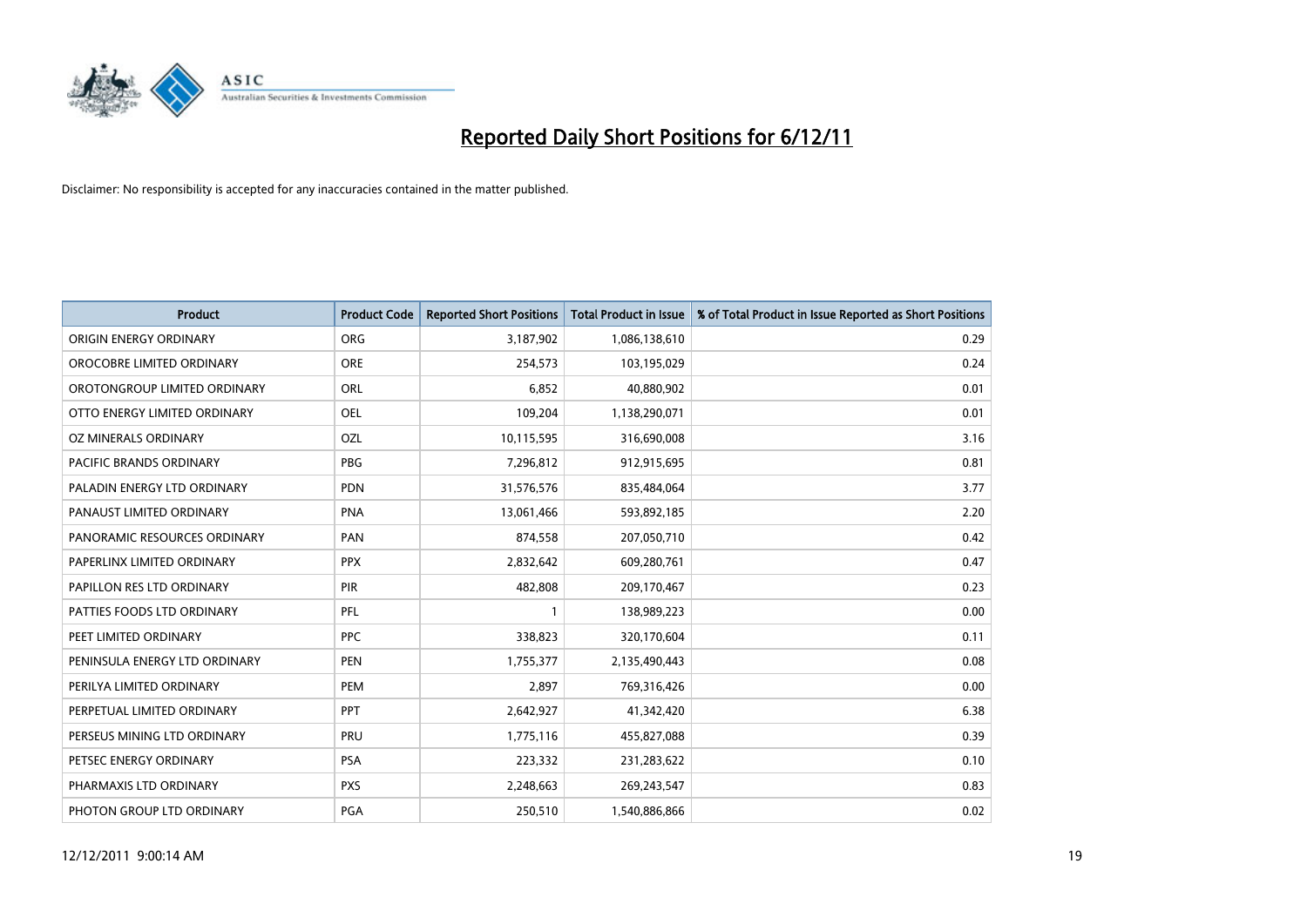# Reported Daily Short Positions for 6/12/11

Disclaimer: No responsibility is accepted for any inaccuracies contained in the matter published.

| Product | Product Code | Reported Short Positions | Total Product in Issue | % of Total Product in Issue Reported as Short Positions |
|---|---|---|---|---|
| ORIGIN ENERGY ORDINARY | ORG | 3,187,902 | 1,086,138,610 | 0.29 |
| OROCOBRE LIMITED ORDINARY | ORE | 254,573 | 103,195,029 | 0.24 |
| OROTONGROUP LIMITED ORDINARY | ORL | 6,852 | 40,880,902 | 0.01 |
| OTTO ENERGY LIMITED ORDINARY | OEL | 109,204 | 1,138,290,071 | 0.01 |
| OZ MINERALS ORDINARY | OZL | 10,115,595 | 316,690,008 | 3.16 |
| PACIFIC BRANDS ORDINARY | PBG | 7,296,812 | 912,915,695 | 0.81 |
| PALADIN ENERGY LTD ORDINARY | PDN | 31,576,576 | 835,484,064 | 3.77 |
| PANAUST LIMITED ORDINARY | PNA | 13,061,466 | 593,892,185 | 2.20 |
| PANORAMIC RESOURCES ORDINARY | PAN | 874,558 | 207,050,710 | 0.42 |
| PAPERLINX LIMITED ORDINARY | PPX | 2,832,642 | 609,280,761 | 0.47 |
| PAPILLON RES LTD ORDINARY | PIR | 482,808 | 209,170,467 | 0.23 |
| PATTIES FOODS LTD ORDINARY | PFL | 1 | 138,989,223 | 0.00 |
| PEET LIMITED ORDINARY | PPC | 338,823 | 320,170,604 | 0.11 |
| PENINSULA ENERGY LTD ORDINARY | PEN | 1,755,377 | 2,135,490,443 | 0.08 |
| PERILYA LIMITED ORDINARY | PEM | 2,897 | 769,316,426 | 0.00 |
| PERPETUAL LIMITED ORDINARY | PPT | 2,642,927 | 41,342,420 | 6.38 |
| PERSEUS MINING LTD ORDINARY | PRU | 1,775,116 | 455,827,088 | 0.39 |
| PETSEC ENERGY ORDINARY | PSA | 223,332 | 231,283,622 | 0.10 |
| PHARMAXIS LTD ORDINARY | PXS | 2,248,663 | 269,243,547 | 0.83 |
| PHOTON GROUP LTD ORDINARY | PGA | 250,510 | 1,540,886,866 | 0.02 |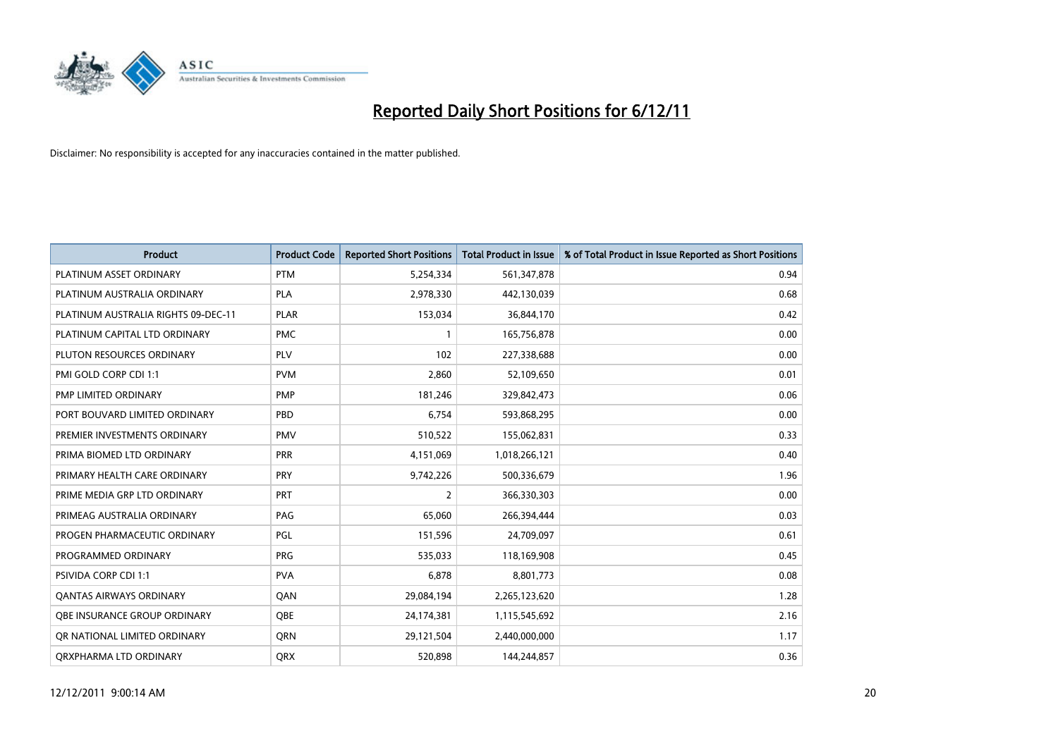# Reported Daily Short Positions for 6/12/11

Disclaimer: No responsibility is accepted for any inaccuracies contained in the matter published.

| Product | Product Code | Reported Short Positions | Total Product in Issue | % of Total Product in Issue Reported as Short Positions |
|---|---|---|---|---|
| PLATINUM ASSET ORDINARY | PTM | 5,254,334 | 561,347,878 | 0.94 |
| PLATINUM AUSTRALIA ORDINARY | PLA | 2,978,330 | 442,130,039 | 0.68 |
| PLATINUM AUSTRALIA RIGHTS 09-DEC-11 | PLAR | 153,034 | 36,844,170 | 0.42 |
| PLATINUM CAPITAL LTD ORDINARY | PMC | 1 | 165,756,878 | 0.00 |
| PLUTON RESOURCES ORDINARY | PLV | 102 | 227,338,688 | 0.00 |
| PMI GOLD CORP CDI 1:1 | PVM | 2,860 | 52,109,650 | 0.01 |
| PMP LIMITED ORDINARY | PMP | 181,246 | 329,842,473 | 0.06 |
| PORT BOUVARD LIMITED ORDINARY | PBD | 6,754 | 593,868,295 | 0.00 |
| PREMIER INVESTMENTS ORDINARY | PMV | 510,522 | 155,062,831 | 0.33 |
| PRIMA BIOMED LTD ORDINARY | PRR | 4,151,069 | 1,018,266,121 | 0.40 |
| PRIMARY HEALTH CARE ORDINARY | PRY | 9,742,226 | 500,336,679 | 1.96 |
| PRIME MEDIA GRP LTD ORDINARY | PRT | 2 | 366,330,303 | 0.00 |
| PRIMEAG AUSTRALIA ORDINARY | PAG | 65,060 | 266,394,444 | 0.03 |
| PROGEN PHARMACEUTIC ORDINARY | PGL | 151,596 | 24,709,097 | 0.61 |
| PROGRAMMED ORDINARY | PRG | 535,033 | 118,169,908 | 0.45 |
| PSIVIDA CORP CDI 1:1 | PVA | 6,878 | 8,801,773 | 0.08 |
| QANTAS AIRWAYS ORDINARY | QAN | 29,084,194 | 2,265,123,620 | 1.28 |
| QBE INSURANCE GROUP ORDINARY | QBE | 24,174,381 | 1,115,545,692 | 2.16 |
| QR NATIONAL LIMITED ORDINARY | QRN | 29,121,504 | 2,440,000,000 | 1.17 |
| QRXPHARMA LTD ORDINARY | QRX | 520,898 | 144,244,857 | 0.36 |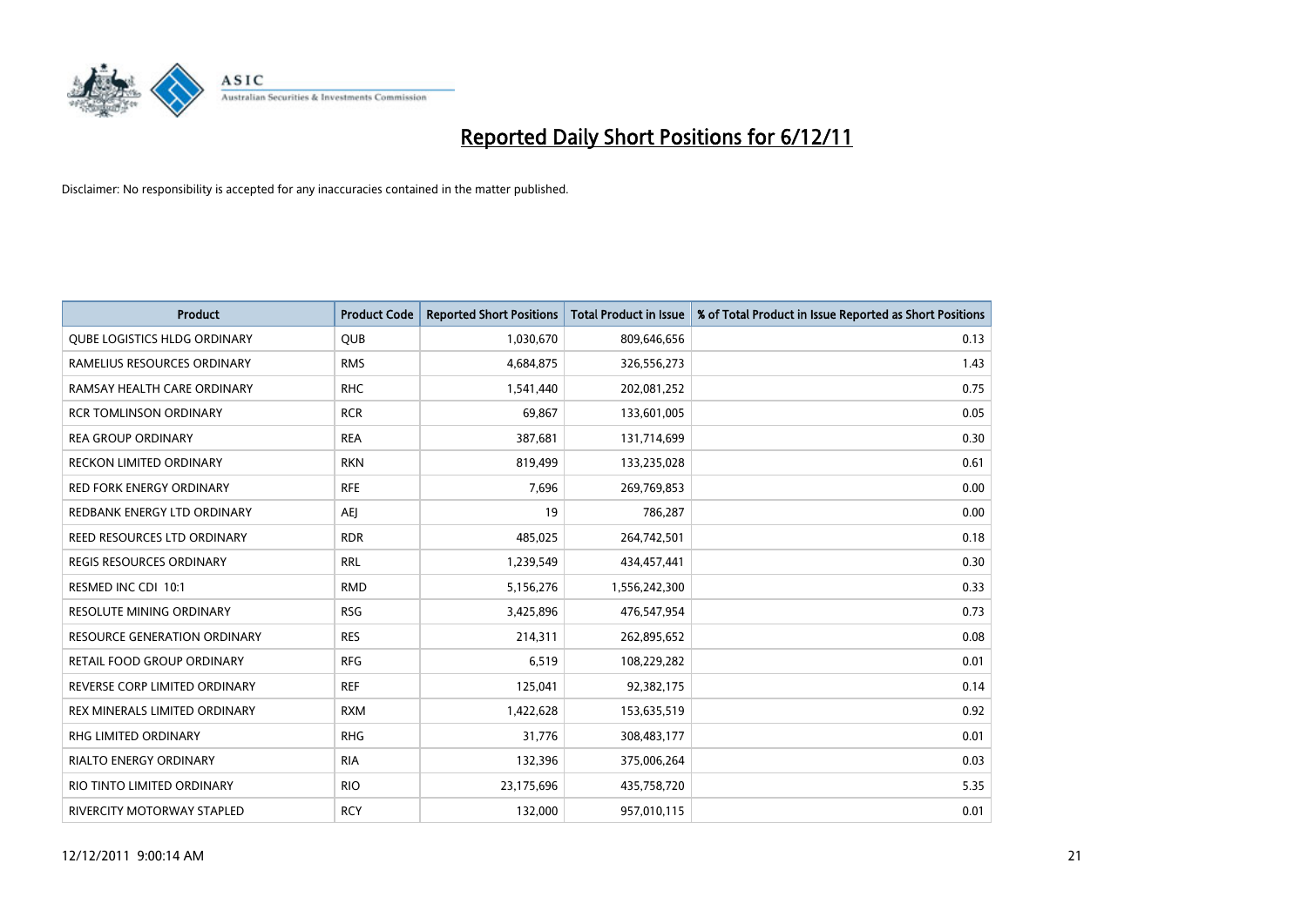# Reported Daily Short Positions for 6/12/11

Disclaimer: No responsibility is accepted for any inaccuracies contained in the matter published.

| Product | Product Code | Reported Short Positions | Total Product in Issue | % of Total Product in Issue Reported as Short Positions |
|---|---|---|---|---|
| QUBE LOGISTICS HLDG ORDINARY | QUB | 1,030,670 | 809,646,656 | 0.13 |
| RAMELIUS RESOURCES ORDINARY | RMS | 4,684,875 | 326,556,273 | 1.43 |
| RAMSAY HEALTH CARE ORDINARY | RHC | 1,541,440 | 202,081,252 | 0.75 |
| RCR TOMLINSON ORDINARY | RCR | 69,867 | 133,601,005 | 0.05 |
| REA GROUP ORDINARY | REA | 387,681 | 131,714,699 | 0.30 |
| RECKON LIMITED ORDINARY | RKN | 819,499 | 133,235,028 | 0.61 |
| RED FORK ENERGY ORDINARY | RFE | 7,696 | 269,769,853 | 0.00 |
| REDBANK ENERGY LTD ORDINARY | AEJ | 19 | 786,287 | 0.00 |
| REED RESOURCES LTD ORDINARY | RDR | 485,025 | 264,742,501 | 0.18 |
| REGIS RESOURCES ORDINARY | RRL | 1,239,549 | 434,457,441 | 0.30 |
| RESMED INC CDI 10:1 | RMD | 5,156,276 | 1,556,242,300 | 0.33 |
| RESOLUTE MINING ORDINARY | RSG | 3,425,896 | 476,547,954 | 0.73 |
| RESOURCE GENERATION ORDINARY | RES | 214,311 | 262,895,652 | 0.08 |
| RETAIL FOOD GROUP ORDINARY | RFG | 6,519 | 108,229,282 | 0.01 |
| REVERSE CORP LIMITED ORDINARY | REF | 125,041 | 92,382,175 | 0.14 |
| REX MINERALS LIMITED ORDINARY | RXM | 1,422,628 | 153,635,519 | 0.92 |
| RHG LIMITED ORDINARY | RHG | 31,776 | 308,483,177 | 0.01 |
| RIALTO ENERGY ORDINARY | RIA | 132,396 | 375,006,264 | 0.03 |
| RIO TINTO LIMITED ORDINARY | RIO | 23,175,696 | 435,758,720 | 5.35 |
| RIVERCITY MOTORWAY STAPLED | RCY | 132,000 | 957,010,115 | 0.01 |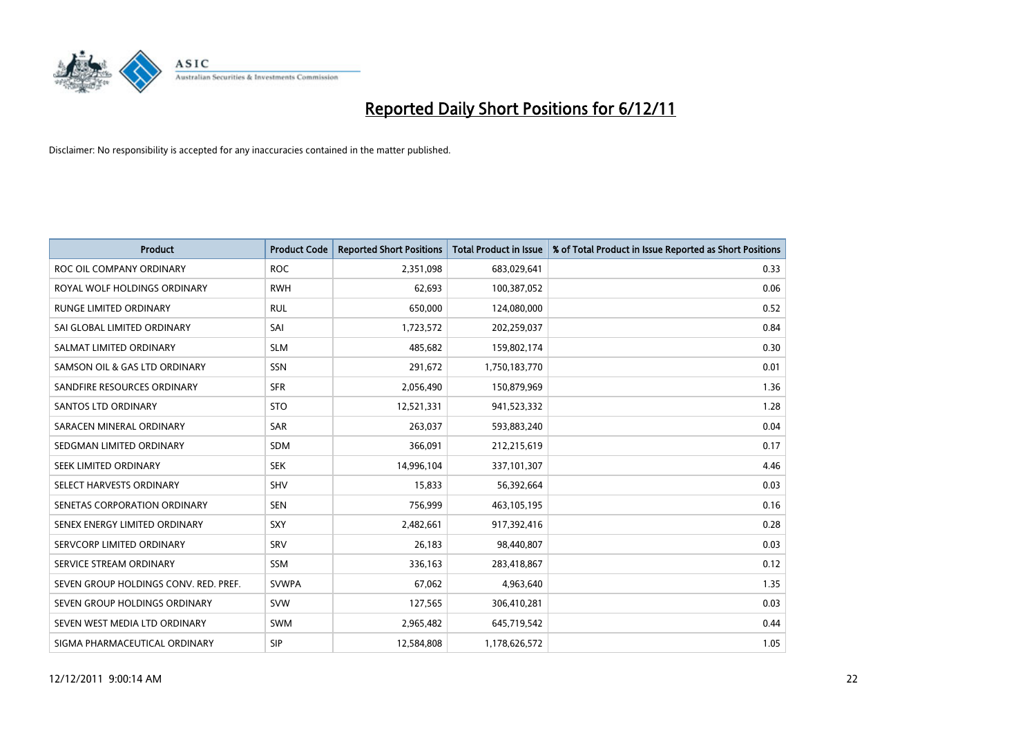# Reported Daily Short Positions for 6/12/11

Disclaimer: No responsibility is accepted for any inaccuracies contained in the matter published.

| Product | Product Code | Reported Short Positions | Total Product in Issue | % of Total Product in Issue Reported as Short Positions |
|---|---|---|---|---|
| ROC OIL COMPANY ORDINARY | ROC | 2,351,098 | 683,029,641 | 0.33 |
| ROYAL WOLF HOLDINGS ORDINARY | RWH | 62,693 | 100,387,052 | 0.06 |
| RUNGE LIMITED ORDINARY | RUL | 650,000 | 124,080,000 | 0.52 |
| SAI GLOBAL LIMITED ORDINARY | SAI | 1,723,572 | 202,259,037 | 0.84 |
| SALMAT LIMITED ORDINARY | SLM | 485,682 | 159,802,174 | 0.30 |
| SAMSON OIL & GAS LTD ORDINARY | SSN | 291,672 | 1,750,183,770 | 0.01 |
| SANDFIRE RESOURCES ORDINARY | SFR | 2,056,490 | 150,879,969 | 1.36 |
| SANTOS LTD ORDINARY | STO | 12,521,331 | 941,523,332 | 1.28 |
| SARACEN MINERAL ORDINARY | SAR | 263,037 | 593,883,240 | 0.04 |
| SEDGMAN LIMITED ORDINARY | SDM | 366,091 | 212,215,619 | 0.17 |
| SEEK LIMITED ORDINARY | SEK | 14,996,104 | 337,101,307 | 4.46 |
| SELECT HARVESTS ORDINARY | SHV | 15,833 | 56,392,664 | 0.03 |
| SENETAS CORPORATION ORDINARY | SEN | 756,999 | 463,105,195 | 0.16 |
| SENEX ENERGY LIMITED ORDINARY | SXY | 2,482,661 | 917,392,416 | 0.28 |
| SERVCORP LIMITED ORDINARY | SRV | 26,183 | 98,440,807 | 0.03 |
| SERVICE STREAM ORDINARY | SSM | 336,163 | 283,418,867 | 0.12 |
| SEVEN GROUP HOLDINGS CONV. RED. PREF. | SVWPA | 67,062 | 4,963,640 | 1.35 |
| SEVEN GROUP HOLDINGS ORDINARY | SVW | 127,565 | 306,410,281 | 0.03 |
| SEVEN WEST MEDIA LTD ORDINARY | SWM | 2,965,482 | 645,719,542 | 0.44 |
| SIGMA PHARMACEUTICAL ORDINARY | SIP | 12,584,808 | 1,178,626,572 | 1.05 |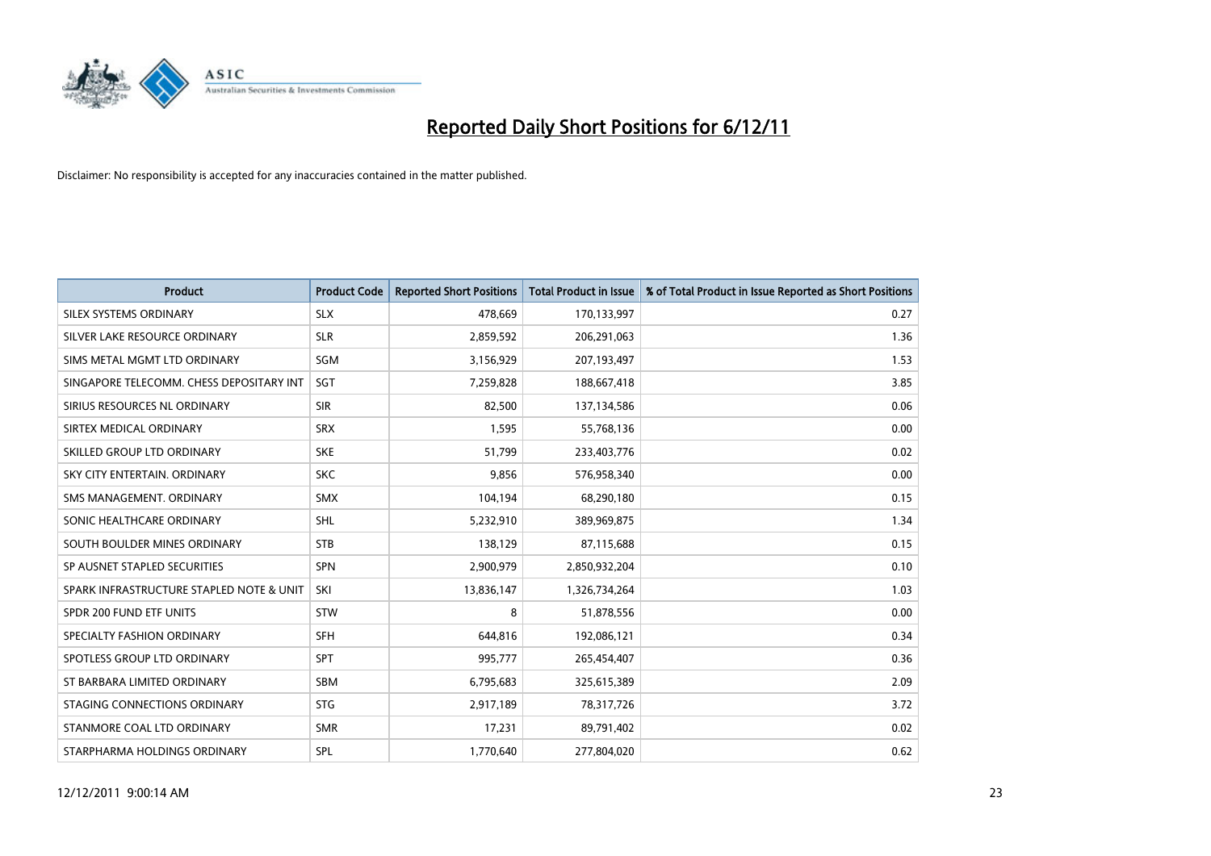# Reported Daily Short Positions for 6/12/11

Disclaimer: No responsibility is accepted for any inaccuracies contained in the matter published.

| Product | Product Code | Reported Short Positions | Total Product in Issue | % of Total Product in Issue Reported as Short Positions |
|---|---|---|---|---|
| SILEX SYSTEMS ORDINARY | SLX | 478,669 | 170,133,997 | 0.27 |
| SILVER LAKE RESOURCE ORDINARY | SLR | 2,859,592 | 206,291,063 | 1.36 |
| SIMS METAL MGMT LTD ORDINARY | SGM | 3,156,929 | 207,193,497 | 1.53 |
| SINGAPORE TELECOMM. CHESS DEPOSITARY INT | SGT | 7,259,828 | 188,667,418 | 3.85 |
| SIRIUS RESOURCES NL ORDINARY | SIR | 82,500 | 137,134,586 | 0.06 |
| SIRTEX MEDICAL ORDINARY | SRX | 1,595 | 55,768,136 | 0.00 |
| SKILLED GROUP LTD ORDINARY | SKE | 51,799 | 233,403,776 | 0.02 |
| SKY CITY ENTERTAIN. ORDINARY | SKC | 9,856 | 576,958,340 | 0.00 |
| SMS MANAGEMENT. ORDINARY | SMX | 104,194 | 68,290,180 | 0.15 |
| SONIC HEALTHCARE ORDINARY | SHL | 5,232,910 | 389,969,875 | 1.34 |
| SOUTH BOULDER MINES ORDINARY | STB | 138,129 | 87,115,688 | 0.15 |
| SP AUSNET STAPLED SECURITIES | SPN | 2,900,979 | 2,850,932,204 | 0.10 |
| SPARK INFRASTRUCTURE STAPLED NOTE & UNIT | SKI | 13,836,147 | 1,326,734,264 | 1.03 |
| SPDR 200 FUND ETF UNITS | STW | 8 | 51,878,556 | 0.00 |
| SPECIALTY FASHION ORDINARY | SFH | 644,816 | 192,086,121 | 0.34 |
| SPOTLESS GROUP LTD ORDINARY | SPT | 995,777 | 265,454,407 | 0.36 |
| ST BARBARA LIMITED ORDINARY | SBM | 6,795,683 | 325,615,389 | 2.09 |
| STAGING CONNECTIONS ORDINARY | STG | 2,917,189 | 78,317,726 | 3.72 |
| STANMORE COAL LTD ORDINARY | SMR | 17,231 | 89,791,402 | 0.02 |
| STARPHARMA HOLDINGS ORDINARY | SPL | 1,770,640 | 277,804,020 | 0.62 |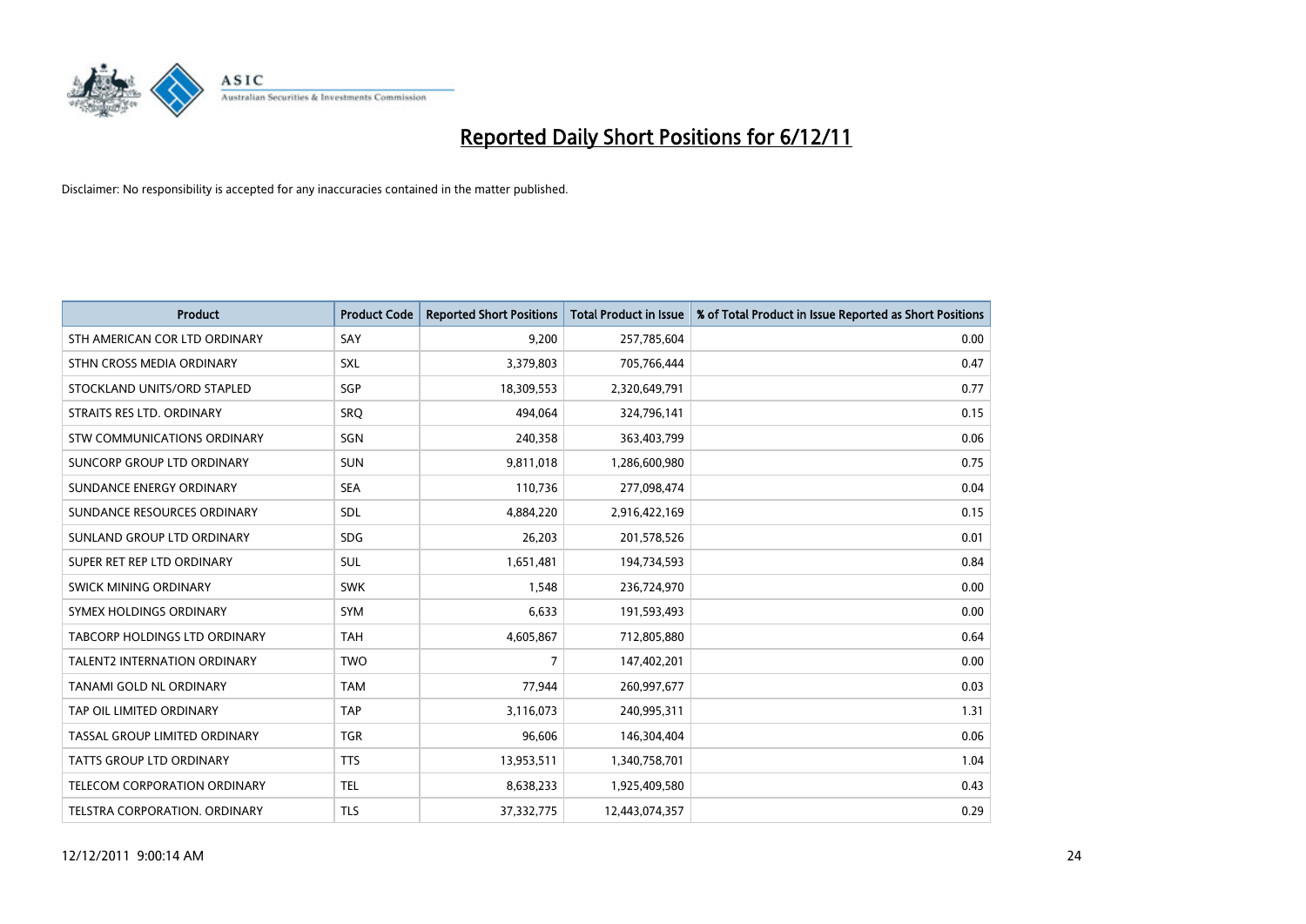# Reported Daily Short Positions for 6/12/11

Disclaimer: No responsibility is accepted for any inaccuracies contained in the matter published.

| Product | Product Code | Reported Short Positions | Total Product in Issue | % of Total Product in Issue Reported as Short Positions |
|---|---|---|---|---|
| STH AMERICAN COR LTD ORDINARY | SAY | 9,200 | 257,785,604 | 0.00 |
| STHN CROSS MEDIA ORDINARY | SXL | 3,379,803 | 705,766,444 | 0.47 |
| STOCKLAND UNITS/ORD STAPLED | SGP | 18,309,553 | 2,320,649,791 | 0.77 |
| STRAITS RES LTD. ORDINARY | SRQ | 494,064 | 324,796,141 | 0.15 |
| STW COMMUNICATIONS ORDINARY | SGN | 240,358 | 363,403,799 | 0.06 |
| SUNCORP GROUP LTD ORDINARY | SUN | 9,811,018 | 1,286,600,980 | 0.75 |
| SUNDANCE ENERGY ORDINARY | SEA | 110,736 | 277,098,474 | 0.04 |
| SUNDANCE RESOURCES ORDINARY | SDL | 4,884,220 | 2,916,422,169 | 0.15 |
| SUNLAND GROUP LTD ORDINARY | SDG | 26,203 | 201,578,526 | 0.01 |
| SUPER RET REP LTD ORDINARY | SUL | 1,651,481 | 194,734,593 | 0.84 |
| SWICK MINING ORDINARY | SWK | 1,548 | 236,724,970 | 0.00 |
| SYMEX HOLDINGS ORDINARY | SYM | 6,633 | 191,593,493 | 0.00 |
| TABCORP HOLDINGS LTD ORDINARY | TAH | 4,605,867 | 712,805,880 | 0.64 |
| TALENT2 INTERNATION ORDINARY | TWO | 7 | 147,402,201 | 0.00 |
| TANAMI GOLD NL ORDINARY | TAM | 77,944 | 260,997,677 | 0.03 |
| TAP OIL LIMITED ORDINARY | TAP | 3,116,073 | 240,995,311 | 1.31 |
| TASSAL GROUP LIMITED ORDINARY | TGR | 96,606 | 146,304,404 | 0.06 |
| TATTS GROUP LTD ORDINARY | TTS | 13,953,511 | 1,340,758,701 | 1.04 |
| TELECOM CORPORATION ORDINARY | TEL | 8,638,233 | 1,925,409,580 | 0.43 |
| TELSTRA CORPORATION. ORDINARY | TLS | 37,332,775 | 12,443,074,357 | 0.29 |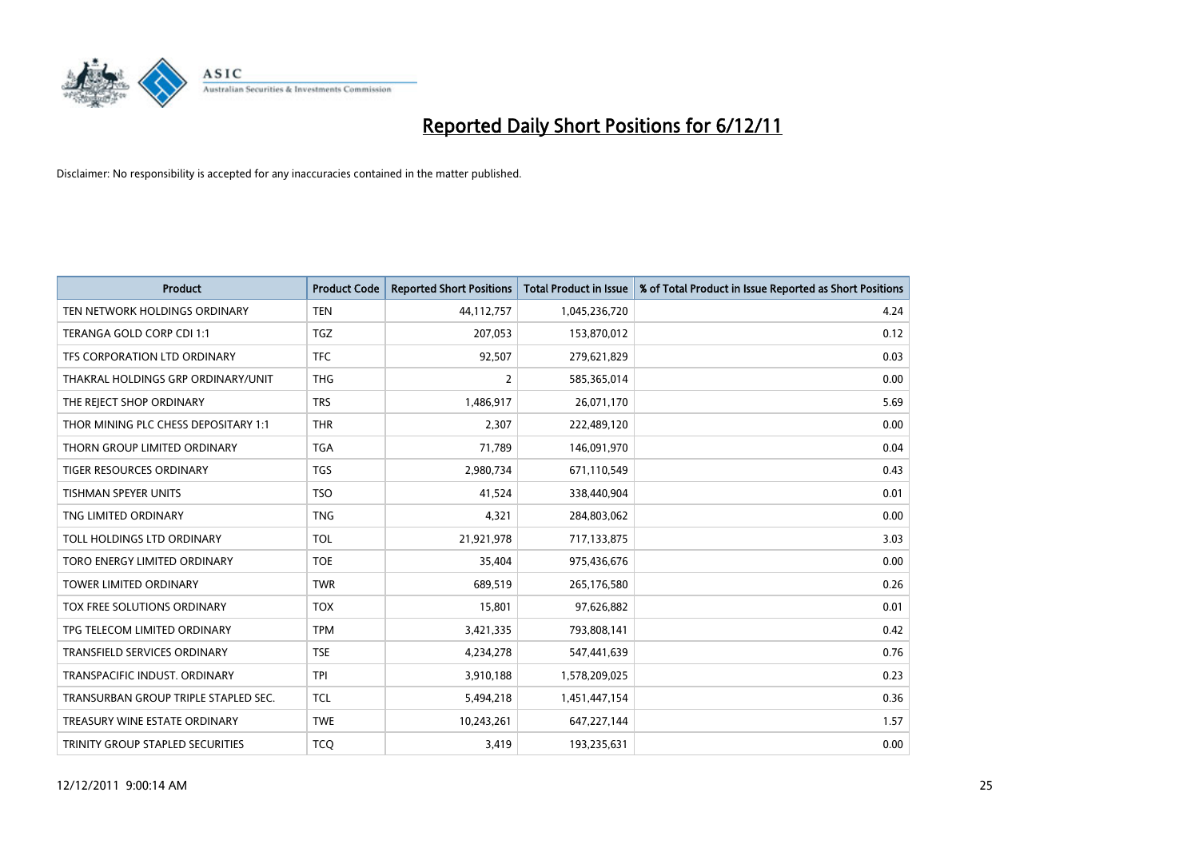# Reported Daily Short Positions for 6/12/11

Disclaimer: No responsibility is accepted for any inaccuracies contained in the matter published.

| Product | Product Code | Reported Short Positions | Total Product in Issue | % of Total Product in Issue Reported as Short Positions |
|---|---|---|---|---|
| TEN NETWORK HOLDINGS ORDINARY | TEN | 44,112,757 | 1,045,236,720 | 4.24 |
| TERANGA GOLD CORP CDI 1:1 | TGZ | 207,053 | 153,870,012 | 0.12 |
| TFS CORPORATION LTD ORDINARY | TFC | 92,507 | 279,621,829 | 0.03 |
| THAKRAL HOLDINGS GRP ORDINARY/UNIT | THG | 2 | 585,365,014 | 0.00 |
| THE REJECT SHOP ORDINARY | TRS | 1,486,917 | 26,071,170 | 5.69 |
| THOR MINING PLC CHESS DEPOSITARY 1:1 | THR | 2,307 | 222,489,120 | 0.00 |
| THORN GROUP LIMITED ORDINARY | TGA | 71,789 | 146,091,970 | 0.04 |
| TIGER RESOURCES ORDINARY | TGS | 2,980,734 | 671,110,549 | 0.43 |
| TISHMAN SPEYER UNITS | TSO | 41,524 | 338,440,904 | 0.01 |
| TNG LIMITED ORDINARY | TNG | 4,321 | 284,803,062 | 0.00 |
| TOLL HOLDINGS LTD ORDINARY | TOL | 21,921,978 | 717,133,875 | 3.03 |
| TORO ENERGY LIMITED ORDINARY | TOE | 35,404 | 975,436,676 | 0.00 |
| TOWER LIMITED ORDINARY | TWR | 689,519 | 265,176,580 | 0.26 |
| TOX FREE SOLUTIONS ORDINARY | TOX | 15,801 | 97,626,882 | 0.01 |
| TPG TELECOM LIMITED ORDINARY | TPM | 3,421,335 | 793,808,141 | 0.42 |
| TRANSFIELD SERVICES ORDINARY | TSE | 4,234,278 | 547,441,639 | 0.76 |
| TRANSPACIFIC INDUST. ORDINARY | TPI | 3,910,188 | 1,578,209,025 | 0.23 |
| TRANSURBAN GROUP TRIPLE STAPLED SEC. | TCL | 5,494,218 | 1,451,447,154 | 0.36 |
| TREASURY WINE ESTATE ORDINARY | TWE | 10,243,261 | 647,227,144 | 1.57 |
| TRINITY GROUP STAPLED SECURITIES | TCQ | 3,419 | 193,235,631 | 0.00 |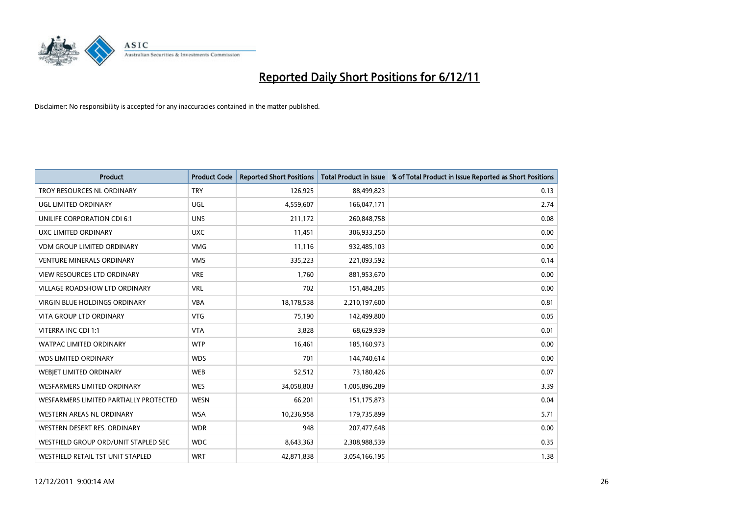# Reported Daily Short Positions for 6/12/11

Disclaimer: No responsibility is accepted for any inaccuracies contained in the matter published.

| Product | Product Code | Reported Short Positions | Total Product in Issue | % of Total Product in Issue Reported as Short Positions |
|---|---|---|---|---|
| TROY RESOURCES NL ORDINARY | TRY | 126,925 | 88,499,823 | 0.13 |
| UGL LIMITED ORDINARY | UGL | 4,559,607 | 166,047,171 | 2.74 |
| UNILIFE CORPORATION CDI 6:1 | UNS | 211,172 | 260,848,758 | 0.08 |
| UXC LIMITED ORDINARY | UXC | 11,451 | 306,933,250 | 0.00 |
| VDM GROUP LIMITED ORDINARY | VMG | 11,116 | 932,485,103 | 0.00 |
| VENTURE MINERALS ORDINARY | VMS | 335,223 | 221,093,592 | 0.14 |
| VIEW RESOURCES LTD ORDINARY | VRE | 1,760 | 881,953,670 | 0.00 |
| VILLAGE ROADSHOW LTD ORDINARY | VRL | 702 | 151,484,285 | 0.00 |
| VIRGIN BLUE HOLDINGS ORDINARY | VBA | 18,178,538 | 2,210,197,600 | 0.81 |
| VITA GROUP LTD ORDINARY | VTG | 75,190 | 142,499,800 | 0.05 |
| VITERRA INC CDI 1:1 | VTA | 3,828 | 68,629,939 | 0.01 |
| WATPAC LIMITED ORDINARY | WTP | 16,461 | 185,160,973 | 0.00 |
| WDS LIMITED ORDINARY | WDS | 701 | 144,740,614 | 0.00 |
| WEBJET LIMITED ORDINARY | WEB | 52,512 | 73,180,426 | 0.07 |
| WESFARMERS LIMITED ORDINARY | WES | 34,058,803 | 1,005,896,289 | 3.39 |
| WESFARMERS LIMITED PARTIALLY PROTECTED | WESN | 66,201 | 151,175,873 | 0.04 |
| WESTERN AREAS NL ORDINARY | WSA | 10,236,958 | 179,735,899 | 5.71 |
| WESTERN DESERT RES. ORDINARY | WDR | 948 | 207,477,648 | 0.00 |
| WESTFIELD GROUP ORD/UNIT STAPLED SEC | WDC | 8,643,363 | 2,308,988,539 | 0.35 |
| WESTFIELD RETAIL TST UNIT STAPLED | WRT | 42,871,838 | 3,054,166,195 | 1.38 |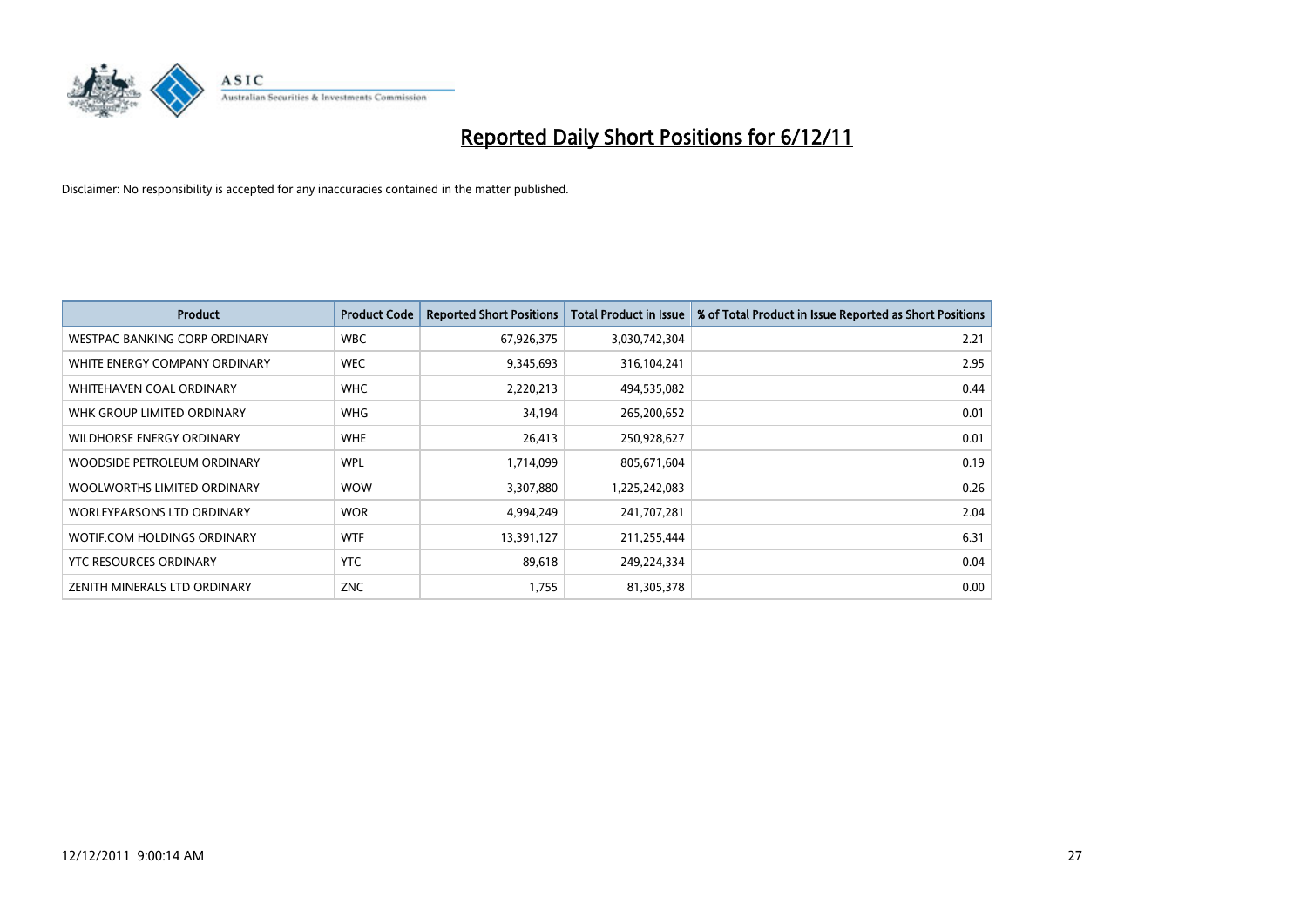# Reported Daily Short Positions for 6/12/11

Disclaimer: No responsibility is accepted for any inaccuracies contained in the matter published.

| Product | Product Code | Reported Short Positions | Total Product in Issue | % of Total Product in Issue Reported as Short Positions |
|---|---|---|---|---|
| WESTPAC BANKING CORP ORDINARY | WBC | 67,926,375 | 3,030,742,304 | 2.21 |
| WHITE ENERGY COMPANY ORDINARY | WEC | 9,345,693 | 316,104,241 | 2.95 |
| WHITEHAVEN COAL ORDINARY | WHC | 2,220,213 | 494,535,082 | 0.44 |
| WHK GROUP LIMITED ORDINARY | WHG | 34,194 | 265,200,652 | 0.01 |
| WILDHORSE ENERGY ORDINARY | WHE | 26,413 | 250,928,627 | 0.01 |
| WOODSIDE PETROLEUM ORDINARY | WPL | 1,714,099 | 805,671,604 | 0.19 |
| WOOLWORTHS LIMITED ORDINARY | WOW | 3,307,880 | 1,225,242,083 | 0.26 |
| WORLEYPARSONS LTD ORDINARY | WOR | 4,994,249 | 241,707,281 | 2.04 |
| WOTIF.COM HOLDINGS ORDINARY | WTF | 13,391,127 | 211,255,444 | 6.31 |
| YTC RESOURCES ORDINARY | YTC | 89,618 | 249,224,334 | 0.04 |
| ZENITH MINERALS LTD ORDINARY | ZNC | 1,755 | 81,305,378 | 0.00 |

12/12/2011 9:00:14 AM